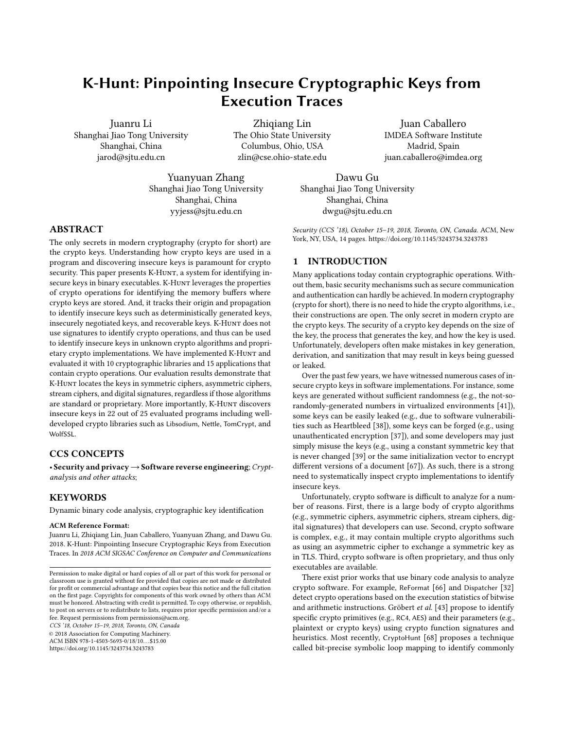# K-Hunt: Pinpointing Insecure Cryptographic Keys from Execution Traces

Juanru Li
Shanghai Jiao Tong University
Shanghai, China
jarod@sjtu.edu.cn

Zhiqiang Lin
The Ohio State University
Columbus, Ohio, USA
zlin@cse.ohio-state.edu

Juan Caballero
IMDEA Software Institute
Madrid, Spain
juan.caballero@imdea.org

Yuanyuan Zhang
Shanghai Jiao Tong University
Shanghai, China
yyjess@sjtu.edu.cn

Dawu Gu
Shanghai Jiao Tong University
Shanghai, China
dwgu@sjtu.edu.cn

## ABSTRACT

The only secrets in modern cryptography (crypto for short) are the crypto keys. Understanding how crypto keys are used in a program and discovering insecure keys is paramount for crypto security. This paper presents K-Hunt, a system for identifying insecure keys in binary executables. K-Hunt leverages the properties of crypto operations for identifying the memory buffers where crypto keys are stored. And, it tracks their origin and propagation to identify insecure keys such as deterministically generated keys, insecurely negotiated keys, and recoverable keys. K-Hunt does not use signatures to identify crypto operations, and thus can be used to identify insecure keys in unknown crypto algorithms and proprietary crypto implementations. We have implemented K-Hunt and evaluated it with 10 cryptographic libraries and 15 applications that contain crypto operations. Our evaluation results demonstrate that K-Hunt locates the keys in symmetric ciphers, asymmetric ciphers, stream ciphers, and digital signatures, regardless if those algorithms are standard or proprietary. More importantly, K-Hunt discovers insecure keys in 22 out of 25 evaluated programs including well-developed crypto libraries such as Libsodium, Nettle, TomCrypt, and WolfSSL.

## CCS CONCEPTS

• **Security and privacy → Software reverse engineering**; *Cryptanalysis and other attacks*;

## KEYWORDS

Dynamic binary code analysis, cryptographic key identification

**ACM Reference Format:**
Juanru Li, Zhiqiang Lin, Juan Caballero, Yuanyuan Zhang, and Dawu Gu. 2018. K-Hunt: Pinpointing Insecure Cryptographic Keys from Execution Traces. In *2018 ACM SIGSAC Conference on Computer and Communications Security (CCS '18), October 15–19, 2018, Toronto, ON, Canada.* ACM, New York, NY, USA, 14 pages. https://doi.org/10.1145/3243734.3243783

Permission to make digital or hard copies of all or part of this work for personal or classroom use is granted without fee provided that copies are not made or distributed for profit or commercial advantage and that copies bear this notice and the full citation on the first page. Copyrights for components of this work owned by others than ACM must be honored. Abstracting with credit is permitted. To copy otherwise, or republish, to post on servers or to redistribute to lists, requires prior specific permission and/or a fee. Request permissions from permissions@acm.org.
*CCS '18, October 15–19, 2018, Toronto, ON, Canada*
© 2018 Association for Computing Machinery.
ACM ISBN 978-1-4503-5693-0/18/10…$15.00
https://doi.org/10.1145/3243734.3243783

## 1 INTRODUCTION

Many applications today contain cryptographic operations. Without them, basic security mechanisms such as secure communication and authentication can hardly be achieved. In modern cryptography (crypto for short), there is no need to hide the crypto algorithms, i.e., their constructions are open. The only secret in modern crypto are the crypto keys. The security of a crypto key depends on the size of the key, the process that generates the key, and how the key is used. Unfortunately, developers often make mistakes in key generation, derivation, and sanitization that may result in keys being guessed or leaked.

Over the past few years, we have witnessed numerous cases of insecure crypto keys in software implementations. For instance, some keys are generated without sufficient randomness (e.g., the not-so-randomly-generated numbers in virtualized environments [41]), some keys can be easily leaked (e.g., due to software vulnerabilities such as Heartbleed [38]), some keys can be forged (e.g., using unauthenticated encryption [37]), and some developers may just simply misuse the keys (e.g., using a constant symmetric key that is never changed [39] or the same initialization vector to encrypt different versions of a document [67]). As such, there is a strong need to systematically inspect crypto implementations to identify insecure keys.

Unfortunately, crypto software is difficult to analyze for a number of reasons. First, there is a large body of crypto algorithms (e.g., symmetric ciphers, asymmetric ciphers, stream ciphers, digital signatures) that developers can use. Second, crypto software is complex, e.g., it may contain multiple crypto algorithms such as using an asymmetric cipher to exchange a symmetric key as in TLS. Third, crypto software is often proprietary, and thus only executables are available.

There exist prior works that use binary code analysis to analyze crypto software. For example, ReFormat [66] and Dispatcher [32] detect crypto operations based on the execution statistics of bitwise and arithmetic instructions. Gröbert *et al.* [43] propose to identify specific crypto primitives (e.g., RC4, AES) and their parameters (e.g., plaintext or crypto keys) using crypto function signatures and heuristics. Most recently, CryptoHunt [68] proposes a technique called bit-precise symbolic loop mapping to identify commonly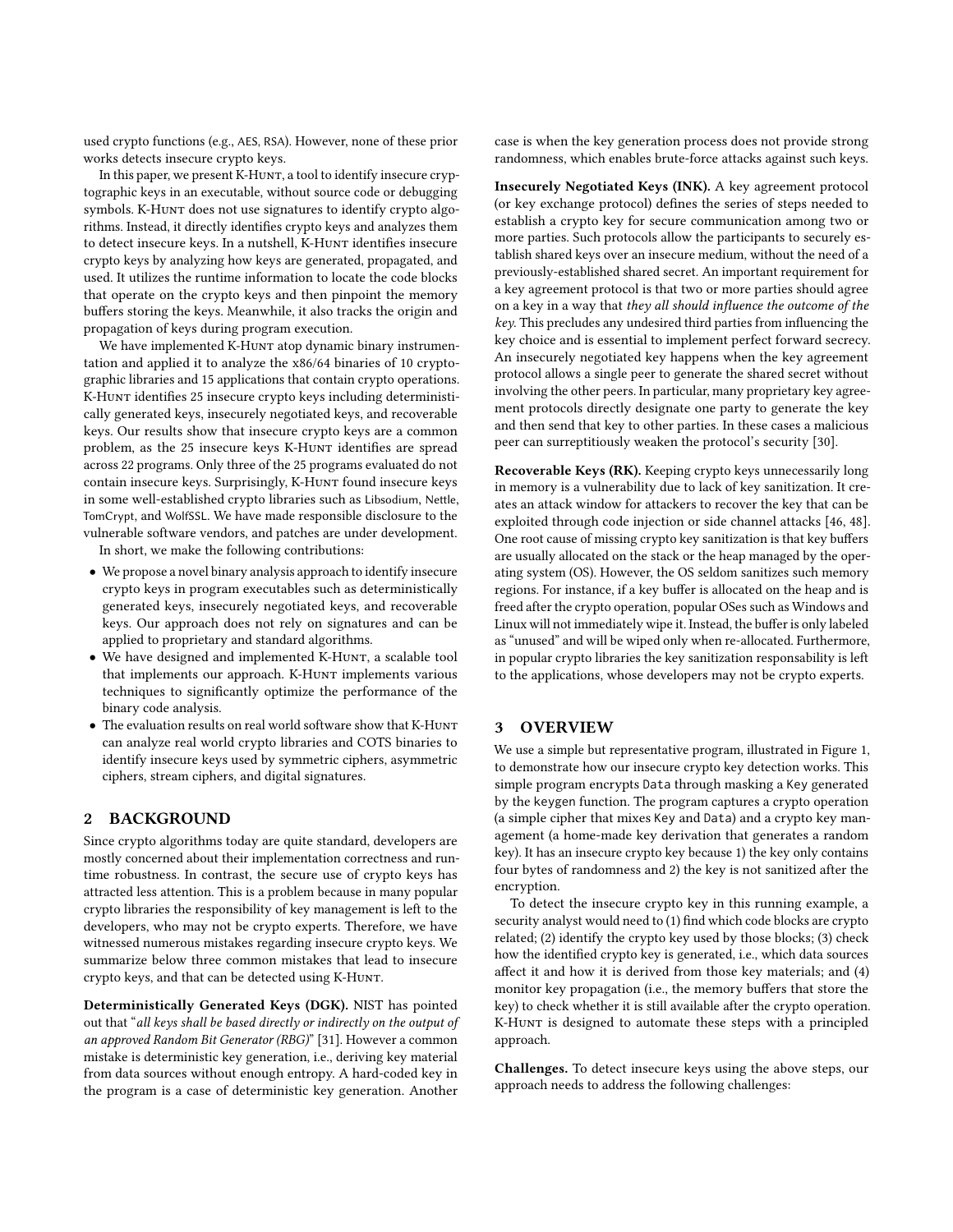used crypto functions (e.g., AES, RSA). However, none of these prior works detects insecure crypto keys.

In this paper, we present K-Hunt, a tool to identify insecure cryptographic keys in an executable, without source code or debugging symbols. K-Hunt does not use signatures to identify crypto algorithms. Instead, it directly identifies crypto keys and analyzes them to detect insecure keys. In a nutshell, K-Hunt identifies insecure crypto keys by analyzing how keys are generated, propagated, and used. It utilizes the runtime information to locate the code blocks that operate on the crypto keys and then pinpoint the memory buffers storing the keys. Meanwhile, it also tracks the origin and propagation of keys during program execution.

We have implemented K-Hunt atop dynamic binary instrumentation and applied it to analyze the x86/64 binaries of 10 cryptographic libraries and 15 applications that contain crypto operations. K-Hunt identifies 25 insecure crypto keys including deterministically generated keys, insecurely negotiated keys, and recoverable keys. Our results show that insecure crypto keys are a common problem, as the 25 insecure keys K-Hunt identifies are spread across 22 programs. Only three of the 25 programs evaluated do not contain insecure keys. Surprisingly, K-Hunt found insecure keys in some well-established crypto libraries such as Libsodium, Nettle, TomCrypt, and WolfSSL. We have made responsible disclosure to the vulnerable software vendors, and patches are under development.

In short, we make the following contributions:

- We propose a novel binary analysis approach to identify insecure crypto keys in program executables such as deterministically generated keys, insecurely negotiated keys, and recoverable keys. Our approach does not rely on signatures and can be applied to proprietary and standard algorithms.
- We have designed and implemented K-Hunt, a scalable tool that implements our approach. K-Hunt implements various techniques to significantly optimize the performance of the binary code analysis.
- The evaluation results on real world software show that K-Hunt can analyze real world crypto libraries and COTS binaries to identify insecure keys used by symmetric ciphers, asymmetric ciphers, stream ciphers, and digital signatures.

## 2 BACKGROUND

Since crypto algorithms today are quite standard, developers are mostly concerned about their implementation correctness and runtime robustness. In contrast, the secure use of crypto keys has attracted less attention. This is a problem because in many popular crypto libraries the responsibility of key management is left to the developers, who may not be crypto experts. Therefore, we have witnessed numerous mistakes regarding insecure crypto keys. We summarize below three common mistakes that lead to insecure crypto keys, and that can be detected using K-Hunt.

**Deterministically Generated Keys (DGK).** NIST has pointed out that "*all keys shall be based directly or indirectly on the output of an approved Random Bit Generator (RBG)*" [31]. However a common mistake is deterministic key generation, i.e., deriving key material from data sources without enough entropy. A hard-coded key in the program is a case of deterministic key generation. Another case is when the key generation process does not provide strong randomness, which enables brute-force attacks against such keys.

**Insecurely Negotiated Keys (INK).** A key agreement protocol (or key exchange protocol) defines the series of steps needed to establish a crypto key for secure communication among two or more parties. Such protocols allow the participants to securely establish shared keys over an insecure medium, without the need of a previously-established shared secret. An important requirement for a key agreement protocol is that two or more parties should agree on a key in a way that *they all should influence the outcome of the key*. This precludes any undesired third parties from influencing the key choice and is essential to implement perfect forward secrecy. An insecurely negotiated key happens when the key agreement protocol allows a single peer to generate the shared secret without involving the other peers. In particular, many proprietary key agreement protocols directly designate one party to generate the key and then send that key to other parties. In these cases a malicious peer can surreptitiously weaken the protocol's security [30].

**Recoverable Keys (RK).** Keeping crypto keys unnecessarily long in memory is a vulnerability due to lack of key sanitization. It creates an attack window for attackers to recover the key that can be exploited through code injection or side channel attacks [46, 48]. One root cause of missing crypto key sanitization is that key buffers are usually allocated on the stack or the heap managed by the operating system (OS). However, the OS seldom sanitizes such memory regions. For instance, if a key buffer is allocated on the heap and is freed after the crypto operation, popular OSes such as Windows and Linux will not immediately wipe it. Instead, the buffer is only labeled as "unused" and will be wiped only when re-allocated. Furthermore, in popular crypto libraries the key sanitization responsability is left to the applications, whose developers may not be crypto experts.

## 3 OVERVIEW

We use a simple but representative program, illustrated in Figure 1, to demonstrate how our insecure crypto key detection works. This simple program encrypts `Data` through masking a `Key` generated by the `keygen` function. The program captures a crypto operation (a simple cipher that mixes `Key` and `Data`) and a crypto key management (a home-made key derivation that generates a random key). It has an insecure crypto key because 1) the key only contains four bytes of randomness and 2) the key is not sanitized after the encryption.

To detect the insecure crypto key in this running example, a security analyst would need to (1) find which code blocks are crypto related; (2) identify the crypto key used by those blocks; (3) check how the identified crypto key is generated, i.e., which data sources affect it and how it is derived from those key materials; and (4) monitor key propagation (i.e., the memory buffers that store the key) to check whether it is still available after the crypto operation. K-Hunt is designed to automate these steps with a principled approach.

**Challenges.** To detect insecure keys using the above steps, our approach needs to address the following challenges: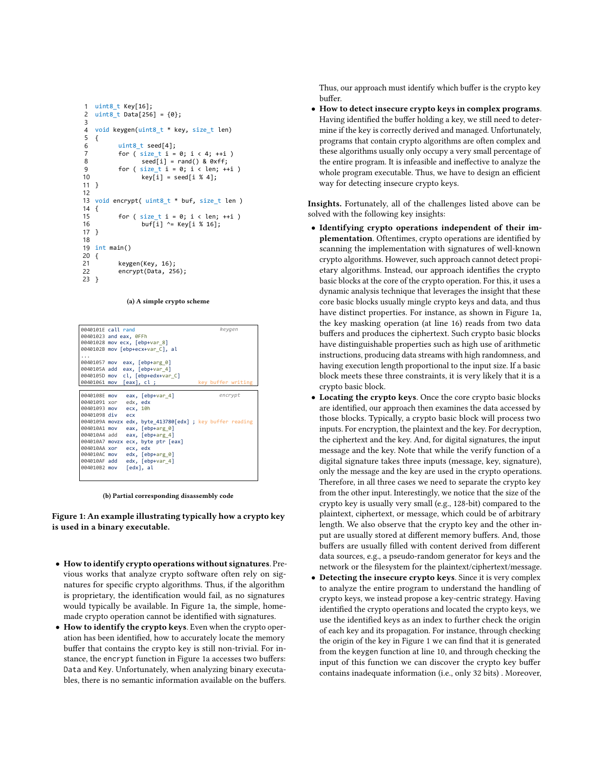```c
 1  uint8_t Key[16];
 2  uint8_t Data[256] = {0};
 3
 4  void keygen(uint8_t * key, size_t len)
 5  {
 6        uint8_t seed[4];
 7        for ( size_t i = 0; i < 4; ++i )
 8              seed[i] = rand() & 0xff;
 9        for ( size_t i = 0; i < len; ++i )
10              key[i] = seed[i % 4];
11  }
12
13  void encrypt( uint8_t * buf, size_t len )
14  {
15        for ( size_t i = 0; i < len; ++i )
16              buf[i] ^= Key[i % 16];
17  }
18
19  int main()
20  {
21        keygen(Key, 16);
22        encrypt(Data, 256);
23  }
```

**(a) A simple crypto scheme**

```
0040101E call rand                                  keygen
00401023 and eax, 0FFh
00401028 mov ecx, [ebp+var_8]
0040102B mov [ebp+ecx+var_C], al
...
00401057 mov  eax, [ebp+arg_0]
0040105A add  eax, [ebp+var_4]
0040105D mov  cl, [ebp+edx+var_C]
00401061 mov  [eax], cl ;                 key buffer writing
```

```
0040108E mov   eax, [ebp+var_4]                     encrypt
00401091 xor   edx, edx
00401093 mov   ecx, 10h
00401098 div   ecx
0040109A movzx edx, byte_413780[edx] ; key buffer reading
004010A1 mov   eax, [ebp+arg_0]
004010A4 add   eax, [ebp+arg_4]
004010A7 movzx ecx, byte ptr [eax]
004010AA xor   ecx, edx
004010AC mov   edx, [ebp+arg_0]
004010AF add   edx, [ebp+var_4]
004010B2 mov   [edx], al
```

**(b) Partial corresponding disassembly code**

**Figure 1: An example illustrating typically how a crypto key is used in a binary executable.**

- **How to identify crypto operations without signatures**. Previous works that analyze crypto software often rely on signatures for specific crypto algorithms. Thus, if the algorithm is proprietary, the identification would fail, as no signatures would typically be available. In Figure 1a, the simple, homemade crypto operation cannot be identified with signatures.
- **How to identify the crypto keys**. Even when the crypto operation has been identified, how to accurately locate the memory buffer that contains the crypto key is still non-trivial. For instance, the `encrypt` function in Figure 1a accesses two buffers: `Data` and `Key`. Unfortunately, when analyzing binary executables, there is no semantic information available on the buffers. Thus, our approach must identify which buffer is the crypto key buffer.
- **How to detect insecure crypto keys in complex programs**. Having identified the buffer holding a key, we still need to determine if the key is correctly derived and managed. Unfortunately, programs that contain crypto algorithms are often complex and these algorithms usually only occupy a very small percentage of the entire program. It is infeasible and ineffective to analyze the whole program executable. Thus, we have to design an efficient way for detecting insecure crypto keys.

**Insights.** Fortunately, all of the challenges listed above can be solved with the following key insights:

- **Identifying crypto operations independent of their implementation**. Oftentimes, crypto operations are identified by scanning the implementation with signatures of well-known crypto algorithms. However, such approach cannot detect propietary algorithms. Instead, our approach identifies the crypto basic blocks at the core of the crypto operation. For this, it uses a dynamic analysis technique that leverages the insight that these core basic blocks usually mingle crypto keys and data, and thus have distinct properties. For instance, as shown in Figure 1a, the key masking operation (at line 16) reads from two data buffers and produces the ciphertext. Such crypto basic blocks have distinguishable properties such as high use of arithmetic instructions, producing data streams with high randomness, and having execution length proportional to the input size. If a basic block meets these three constraints, it is very likely that it is a crypto basic block.
- **Locating the crypto keys**. Once the core crypto basic blocks are identified, our approach then examines the data accessed by those blocks. Typically, a crypto basic block will process two inputs. For encryption, the plaintext and the key. For decryption, the ciphertext and the key. And, for digital signatures, the input message and the key. Note that while the verify function of a digital signature takes three inputs (message, key, signature), only the message and the key are used in the crypto operations. Therefore, in all three cases we need to separate the crypto key from the other input. Interestingly, we notice that the size of the crypto key is usually very small (e.g., 128-bit) compared to the plaintext, ciphertext, or message, which could be of arbitrary length. We also observe that the crypto key and the other input are usually stored at different memory buffers. And, those buffers are usually filled with content derived from different data sources, e.g., a pseudo-random generator for keys and the network or the filesystem for the plaintext/ciphertext/message.
- **Detecting the insecure crypto keys**. Since it is very complex to analyze the entire program to understand the handling of crypto keys, we instead propose a key-centric strategy. Having identified the crypto operations and located the crypto keys, we use the identified keys as an index to further check the origin of each key and its propagation. For instance, through checking the origin of the key in Figure 1 we can find that it is generated from the `keygen` function at line 10, and through checking the input of this function we can discover the crypto key buffer contains inadequate information (i.e., only 32 bits) . Moreover,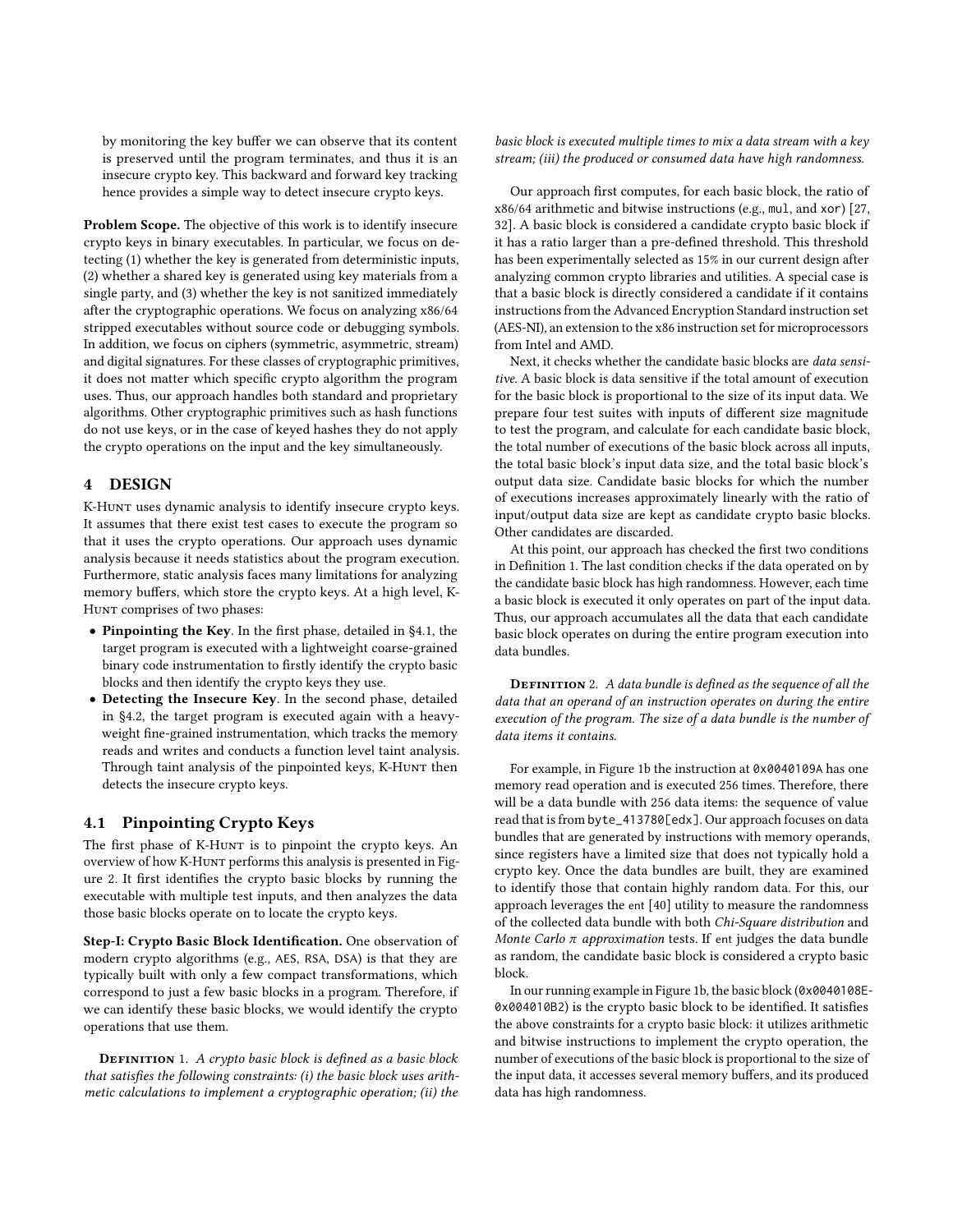by monitoring the key buffer we can observe that its content is preserved until the program terminates, and thus it is an insecure crypto key. This backward and forward key tracking hence provides a simple way to detect insecure crypto keys.

**Problem Scope.** The objective of this work is to identify insecure crypto keys in binary executables. In particular, we focus on detecting (1) whether the key is generated from deterministic inputs, (2) whether a shared key is generated using key materials from a single party, and (3) whether the key is not sanitized immediately after the cryptographic operations. We focus on analyzing x86/64 stripped executables without source code or debugging symbols. In addition, we focus on ciphers (symmetric, asymmetric, stream) and digital signatures. For these classes of cryptographic primitives, it does not matter which specific crypto algorithm the program uses. Thus, our approach handles both standard and proprietary algorithms. Other cryptographic primitives such as hash functions do not use keys, or in the case of keyed hashes they do not apply the crypto operations on the input and the key simultaneously.

## 4 DESIGN

K-Hunt uses dynamic analysis to identify insecure crypto keys. It assumes that there exist test cases to execute the program so that it uses the crypto operations. Our approach uses dynamic analysis because it needs statistics about the program execution. Furthermore, static analysis faces many limitations for analyzing memory buffers, which store the crypto keys. At a high level, K-Hunt comprises of two phases:

- **Pinpointing the Key**. In the first phase, detailed in §4.1, the target program is executed with a lightweight coarse-grained binary code instrumentation to firstly identify the crypto basic blocks and then identify the crypto keys they use.
- **Detecting the Insecure Key**. In the second phase, detailed in §4.2, the target program is executed again with a heavy-weight fine-grained instrumentation, which tracks the memory reads and writes and conducts a function level taint analysis. Through taint analysis of the pinpointed keys, K-Hunt then detects the insecure crypto keys.

### 4.1 Pinpointing Crypto Keys

The first phase of K-Hunt is to pinpoint the crypto keys. An overview of how K-Hunt performs this analysis is presented in Figure 2. It first identifies the crypto basic blocks by running the executable with multiple test inputs, and then analyzes the data those basic blocks operate on to locate the crypto keys.

**Step-I: Crypto Basic Block Identification.** One observation of modern crypto algorithms (e.g., AES, RSA, DSA) is that they are typically built with only a few compact transformations, which correspond to just a few basic blocks in a program. Therefore, if we can identify these basic blocks, we would identify the crypto operations that use them.

Definition 1. *A crypto basic block is defined as a basic block that satisfies the following constraints: (i) the basic block uses arithmetic calculations to implement a cryptographic operation; (ii) the basic block is executed multiple times to mix a data stream with a key stream; (iii) the produced or consumed data have high randomness.*

Our approach first computes, for each basic block, the ratio of x86/64 arithmetic and bitwise instructions (e.g., `mul`, and `xor`) [27, 32]. A basic block is considered a candidate crypto basic block if it has a ratio larger than a pre-defined threshold. This threshold has been experimentally selected as 15% in our current design after analyzing common crypto libraries and utilities. A special case is that a basic block is directly considered a candidate if it contains instructions from the Advanced Encryption Standard instruction set (AES-NI), an extension to the x86 instruction set for microprocessors from Intel and AMD.

Next, it checks whether the candidate basic blocks are *data sensitive*. A basic block is data sensitive if the total amount of execution for the basic block is proportional to the size of its input data. We prepare four test suites with inputs of different size magnitude to test the program, and calculate for each candidate basic block, the total number of executions of the basic block across all inputs, the total basic block's input data size, and the total basic block's output data size. Candidate basic blocks for which the number of executions increases approximately linearly with the ratio of input/output data size are kept as candidate crypto basic blocks. Other candidates are discarded.

At this point, our approach has checked the first two conditions in Definition 1. The last condition checks if the data operated on by the candidate basic block has high randomness. However, each time a basic block is executed it only operates on part of the input data. Thus, our approach accumulates all the data that each candidate basic block operates on during the entire program execution into data bundles.

Definition 2. *A data bundle is defined as the sequence of all the data that an operand of an instruction operates on during the entire execution of the program. The size of a data bundle is the number of data items it contains.*

For example, in Figure 1b the instruction at `0x0040109A` has one memory read operation and is executed 256 times. Therefore, there will be a data bundle with 256 data items: the sequence of value read that is from `byte_413780[edx]`. Our approach focuses on data bundles that are generated by instructions with memory operands, since registers have a limited size that does not typically hold a crypto key. Once the data bundles are built, they are examined to identify those that contain highly random data. For this, our approach leverages the `ent` [40] utility to measure the randomness of the collected data bundle with both *Chi-Square distribution* and *Monte Carlo $\pi$ approximation* tests. If `ent` judges the data bundle as random, the candidate basic block is considered a crypto basic block.

In our running example in Figure 1b, the basic block (`0x0040108E`-`0x004010B2`) is the crypto basic block to be identified. It satisfies the above constraints for a crypto basic block: it utilizes arithmetic and bitwise instructions to implement the crypto operation, the number of executions of the basic block is proportional to the size of the input data, it accesses several memory buffers, and its produced data has high randomness.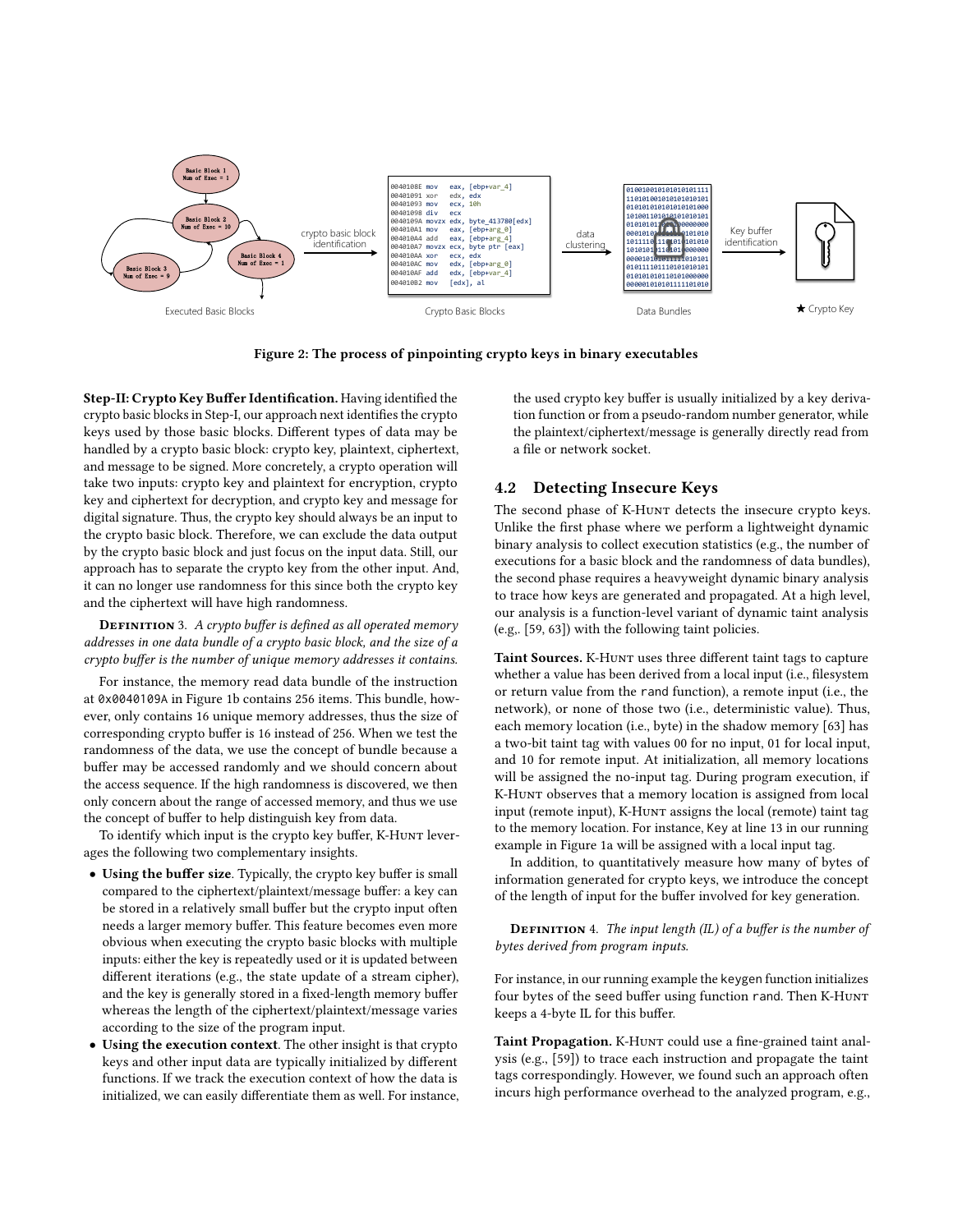Figure 2: The process of pinpointing crypto keys in binary executables

**Step-II: Crypto Key Buffer Identification.** Having identified the crypto basic blocks in Step-I, our approach next identifies the crypto keys used by those basic blocks. Different types of data may be handled by a crypto basic block: crypto key, plaintext, ciphertext, and message to be signed. More concretely, a crypto operation will take two inputs: crypto key and plaintext for encryption, crypto key and ciphertext for decryption, and crypto key and message for digital signature. Thus, the crypto key should always be an input to the crypto basic block. Therefore, we can exclude the data output by the crypto basic block and just focus on the input data. Still, our approach has to separate the crypto key from the other input. And, it can no longer use randomness for this since both the crypto key and the ciphertext will have high randomness.

Definition 3. *A crypto buffer is defined as all operated memory addresses in one data bundle of a crypto basic block, and the size of a crypto buffer is the number of unique memory addresses it contains.*

For instance, the memory read data bundle of the instruction at `0x0040109A` in Figure 1b contains 256 items. This bundle, however, only contains 16 unique memory addresses, thus the size of corresponding crypto buffer is 16 instead of 256. When we test the randomness of the data, we use the concept of bundle because a buffer may be accessed randomly and we should concern about the access sequence. If the high randomness is discovered, we then only concern about the range of accessed memory, and thus we use the concept of buffer to help distinguish key from data.

To identify which input is the crypto key buffer, K-Hunt leverages the following two complementary insights.

- **Using the buffer size**. Typically, the crypto key buffer is small compared to the ciphertext/plaintext/message buffer: a key can be stored in a relatively small buffer but the crypto input often needs a larger memory buffer. This feature becomes even more obvious when executing the crypto basic blocks with multiple inputs: either the key is repeatedly used or it is updated between different iterations (e.g., the state update of a stream cipher), and the key is generally stored in a fixed-length memory buffer whereas the length of the ciphertext/plaintext/message varies according to the size of the program input.
- **Using the execution context**. The other insight is that crypto keys and other input data are typically initialized by different functions. If we track the execution context of how the data is initialized, we can easily differentiate them as well. For instance, the used crypto key buffer is usually initialized by a key derivation function or from a pseudo-random number generator, while the plaintext/ciphertext/message is generally directly read from a file or network socket.

## 4.2 Detecting Insecure Keys

The second phase of K-Hunt detects the insecure crypto keys. Unlike the first phase where we perform a lightweight dynamic binary analysis to collect execution statistics (e.g., the number of executions for a basic block and the randomness of data bundles), the second phase requires a heavyweight dynamic binary analysis to trace how keys are generated and propagated. At a high level, our analysis is a function-level variant of dynamic taint analysis (e.g,. [59, 63]) with the following taint policies.

**Taint Sources.** K-Hunt uses three different taint tags to capture whether a value has been derived from a local input (i.e., filesystem or return value from the `rand` function), a remote input (i.e., the network), or none of those two (i.e., deterministic value). Thus, each memory location (i.e., byte) in the shadow memory [63] has a two-bit taint tag with values 00 for no input, 01 for local input, and 10 for remote input. At initialization, all memory locations will be assigned the no-input tag. During program execution, if K-Hunt observes that a memory location is assigned from local input (remote input), K-Hunt assigns the local (remote) taint tag to the memory location. For instance, `Key` at line 13 in our running example in Figure 1a will be assigned with a local input tag.

In addition, to quantitatively measure how many bytes of information generated for crypto keys, we introduce the concept of the length of input for the buffer involved for key generation.

Definition 4. *The input length (IL) of a buffer is the number of bytes derived from program inputs.*

For instance, in our running example the `keygen` function initializes four bytes of the `seed` buffer using function `rand`. Then K-Hunt keeps a 4-byte IL for this buffer.

**Taint Propagation.** K-Hunt could use a fine-grained taint analysis (e.g., [59]) to trace each instruction and propagate the taint tags correspondingly. However, we found such an approach often incurs high performance overhead to the analyzed program, e.g.,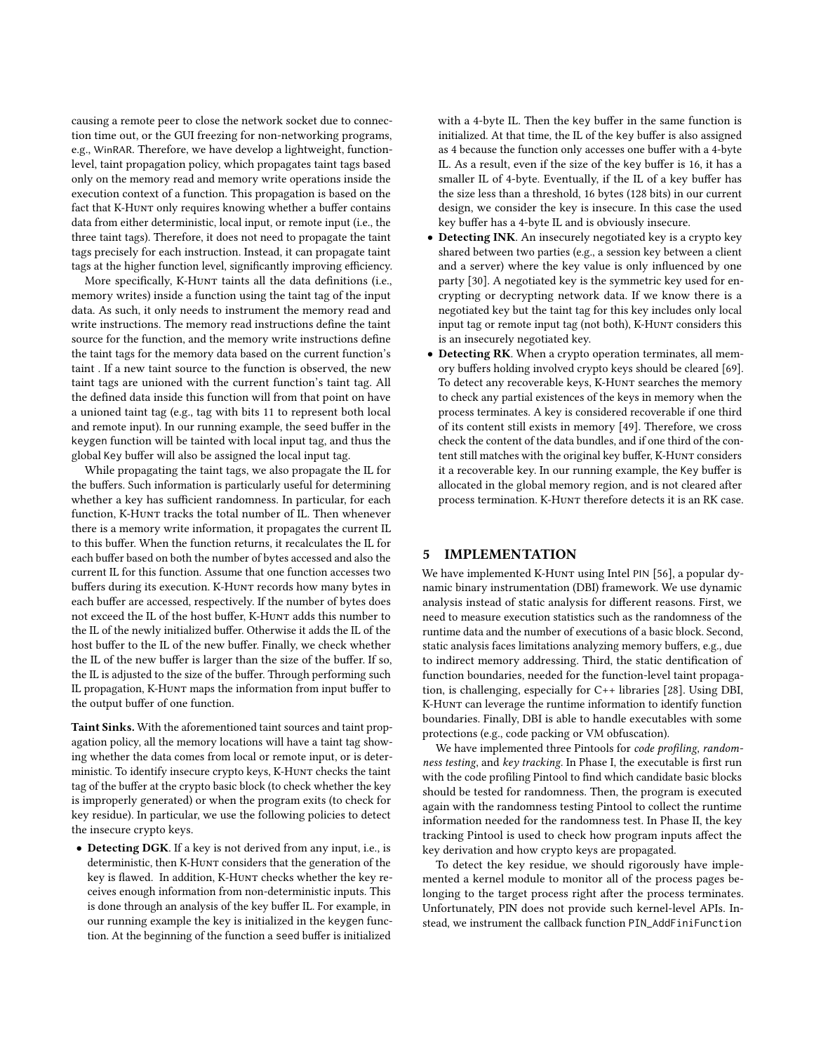causing a remote peer to close the network socket due to connection time out, or the GUI freezing for non-networking programs, e.g., WinRAR. Therefore, we have develop a lightweight, function-level, taint propagation policy, which propagates taint tags based only on the memory read and memory write operations inside the execution context of a function. This propagation is based on the fact that K-Hunt only requires knowing whether a buffer contains data from either deterministic, local input, or remote input (i.e., the three taint tags). Therefore, it does not need to propagate the taint tags precisely for each instruction. Instead, it can propagate taint tags at the higher function level, significantly improving efficiency.

More specifically, K-Hunt taints all the data definitions (i.e., memory writes) inside a function using the taint tag of the input data. As such, it only needs to instrument the memory read and write instructions. The memory read instructions define the taint source for the function, and the memory write instructions define the taint tags for the memory data based on the current function's taint . If a new taint source to the function is observed, the new taint tags are unioned with the current function's taint tag. All the defined data inside this function will from that point on have a unioned taint tag (e.g., tag with bits 11 to represent both local and remote input). In our running example, the seed buffer in the keygen function will be tainted with local input tag, and thus the global Key buffer will also be assigned the local input tag.

While propagating the taint tags, we also propagate the IL for the buffers. Such information is particularly useful for determining whether a key has sufficient randomness. In particular, for each function, K-Hunt tracks the total number of IL. Then whenever there is a memory write information, it propagates the current IL to this buffer. When the function returns, it recalculates the IL for each buffer based on both the number of bytes accessed and also the current IL for this function. Assume that one function accesses two buffers during its execution. K-Hunt records how many bytes in each buffer are accessed, respectively. If the number of bytes does not exceed the IL of the host buffer, K-Hunt adds this number to the IL of the newly initialized buffer. Otherwise it adds the IL of the host buffer to the IL of the new buffer. Finally, we check whether the IL of the new buffer is larger than the size of the buffer. If so, the IL is adjusted to the size of the buffer. Through performing such IL propagation, K-Hunt maps the information from input buffer to the output buffer of one function.

**Taint Sinks.** With the aforementioned taint sources and taint propagation policy, all the memory locations will have a taint tag showing whether the data comes from local or remote input, or is deterministic. To identify insecure crypto keys, K-Hunt checks the taint tag of the buffer at the crypto basic block (to check whether the key is improperly generated) or when the program exits (to check for key residue). In particular, we use the following policies to detect the insecure crypto keys.

- **Detecting DGK.** If a key is not derived from any input, i.e., is deterministic, then K-Hunt considers that the generation of the key is flawed. In addition, K-Hunt checks whether the key receives enough information from non-deterministic inputs. This is done through an analysis of the key buffer IL. For example, in our running example the key is initialized in the keygen function. At the beginning of the function a seed buffer is initialized with a 4-byte IL. Then the key buffer in the same function is initialized. At that time, the IL of the key buffer is also assigned as 4 because the function only accesses one buffer with a 4-byte IL. As a result, even if the size of the key buffer is 16, it has a smaller IL of 4-byte. Eventually, if the IL of a key buffer has the size less than a threshold, 16 bytes (128 bits) in our current design, we consider the key is insecure. In this case the used key buffer has a 4-byte IL and is obviously insecure.
- **Detecting INK.** An insecurely negotiated key is a crypto key shared between two parties (e.g., a session key between a client and a server) where the key value is only influenced by one party [30]. A negotiated key is the symmetric key used for encrypting or decrypting network data. If we know there is a negotiated key but the taint tag for this key includes only local input tag or remote input tag (not both), K-Hunt considers this is an insecurely negotiated key.
- **Detecting RK.** When a crypto operation terminates, all memory buffers holding involved crypto keys should be cleared [69]. To detect any recoverable keys, K-Hunt searches the memory to check any partial existences of the keys in memory when the process terminates. A key is considered recoverable if one third of its content still exists in memory [49]. Therefore, we cross check the content of the data bundles, and if one third of the content still matches with the original key buffer, K-Hunt considers it a recoverable key. In our running example, the Key buffer is allocated in the global memory region, and is not cleared after process termination. K-Hunt therefore detects it is an RK case.

## 5 IMPLEMENTATION

We have implemented K-Hunt using Intel PIN [56], a popular dynamic binary instrumentation (DBI) framework. We use dynamic analysis instead of static analysis for different reasons. First, we need to measure execution statistics such as the randomness of the runtime data and the number of executions of a basic block. Second, static analysis faces limitations analyzing memory buffers, e.g., due to indirect memory addressing. Third, the static dentification of function boundaries, needed for the function-level taint propagation, is challenging, especially for C++ libraries [28]. Using DBI, K-Hunt can leverage the runtime information to identify function boundaries. Finally, DBI is able to handle executables with some protections (e.g., code packing or VM obfuscation).

We have implemented three Pintools for *code profiling*, *randomness testing*, and *key tracking*. In Phase I, the executable is first run with the code profiling Pintool to find which candidate basic blocks should be tested for randomness. Then, the program is executed again with the randomness testing Pintool to collect the runtime information needed for the randomness test. In Phase II, the key tracking Pintool is used to check how program inputs affect the key derivation and how crypto keys are propagated.

To detect the key residue, we should rigorously have implemented a kernel module to monitor all of the process pages belonging to the target process right after the process terminates. Unfortunately, PIN does not provide such kernel-level APIs. Instead, we instrument the callback function PIN_AddFiniFunction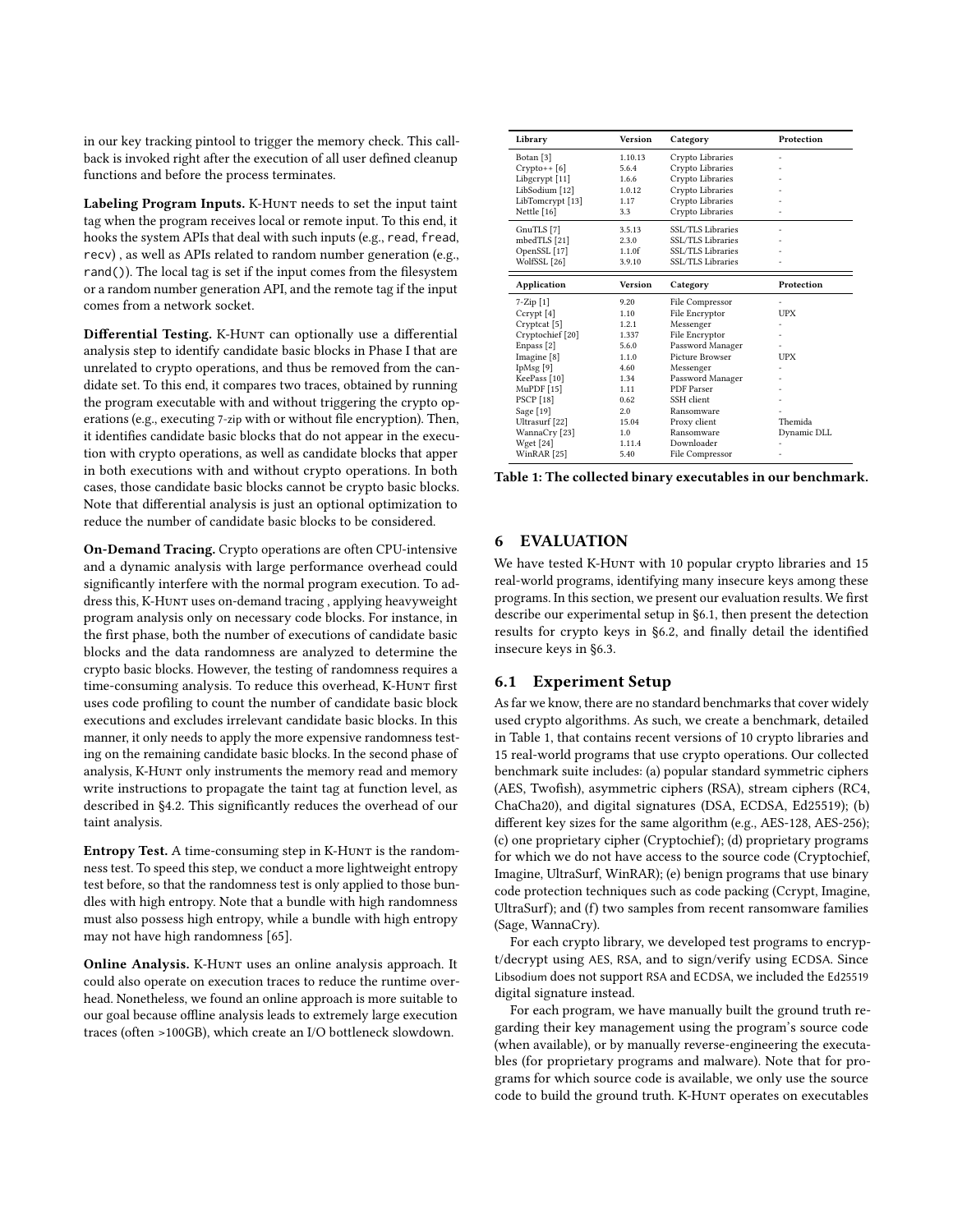in our key tracking pintool to trigger the memory check. This callback is invoked right after the execution of all user defined cleanup functions and before the process terminates.

**Labeling Program Inputs.** K-Hunt needs to set the input taint tag when the program receives local or remote input. To this end, it hooks the system APIs that deal with such inputs (e.g., read, fread, recv) , as well as APIs related to random number generation (e.g., rand()). The local tag is set if the input comes from the filesystem or a random number generation API, and the remote tag if the input comes from a network socket.

**Differential Testing.** K-Hunt can optionally use a differential analysis step to identify candidate basic blocks in Phase I that are unrelated to crypto operations, and thus be removed from the candidate set. To this end, it compares two traces, obtained by running the program executable with and without triggering the crypto operations (e.g., executing 7-zip with or without file encryption). Then, it identifies candidate basic blocks that do not appear in the execution with crypto operations, as well as candidate blocks that apper in both executions with and without crypto operations. In both cases, those candidate basic blocks cannot be crypto basic blocks. Note that differential analysis is just an optional optimization to reduce the number of candidate basic blocks to be considered.

**On-Demand Tracing.** Crypto operations are often CPU-intensive and a dynamic analysis with large performance overhead could significantly interfere with the normal program execution. To address this, K-Hunt uses on-demand tracing , applying heavyweight program analysis only on necessary code blocks. For instance, in the first phase, both the number of executions of candidate basic blocks and the data randomness are analyzed to determine the crypto basic blocks. However, the testing of randomness requires a time-consuming analysis. To reduce this overhead, K-Hunt first uses code profiling to count the number of candidate basic block executions and excludes irrelevant candidate basic blocks. In this manner, it only needs to apply the more expensive randomness testing on the remaining candidate basic blocks. In the second phase of analysis, K-Hunt only instruments the memory read and memory write instructions to propagate the taint tag at function level, as described in §4.2. This significantly reduces the overhead of our taint analysis.

**Entropy Test.** A time-consuming step in K-Hunt is the randomness test. To speed this step, we conduct a more lightweight entropy test before, so that the randomness test is only applied to those bundles with high entropy. Note that a bundle with high randomness must also possess high entropy, while a bundle with high entropy may not have high randomness [65].

**Online Analysis.** K-Hunt uses an online analysis approach. It could also operate on execution traces to reduce the runtime overhead. Nonetheless, we found an online approach is more suitable to our goal because offline analysis leads to extremely large execution traces (often >100GB), which create an I/O bottleneck slowdown.

| Library | Version | Category | Protection |
|---|---|---|---|
| Botan [3] | 1.10.13 | Crypto Libraries | - |
| Crypto++ [6] | 5.6.4 | Crypto Libraries | - |
| Libgcrypt [11] | 1.6.6 | Crypto Libraries | - |
| LibSodium [12] | 1.0.12 | Crypto Libraries | - |
| LibTomcrypt [13] | 1.17 | Crypto Libraries | - |
| Nettle [16] | 3.3 | Crypto Libraries | - |
| GnuTLS [7] | 3.5.13 | SSL/TLS Libraries | - |
| mbedTLS [21] | 2.3.0 | SSL/TLS Libraries | - |
| OpenSSL [17] | 1.1.0f | SSL/TLS Libraries | - |
| WolfSSL [26] | 3.9.10 | SSL/TLS Libraries | - |
| **Application** | **Version** | **Category** | **Protection** |
| 7-Zip [1] | 9.20 | File Compressor | - |
| Ccrypt [4] | 1.10 | File Encryptor | UPX |
| Cryptcat [5] | 1.2.1 | Messenger | - |
| Cryptochief [20] | 1.337 | File Encryptor | - |
| Enpass [2] | 5.6.0 | Password Manager | - |
| Imagine [8] | 1.1.0 | Picture Browser | UPX |
| IpMsg [9] | 4.60 | Messenger | - |
| KeePass [10] | 1.34 | Password Manager | - |
| MuPDF [15] | 1.11 | PDF Parser | - |
| PSCP [18] | 0.62 | SSH client | - |
| Sage [19] | 2.0 | Ransomware | - |
| Ultrasurf [22] | 15.04 | Proxy client | Themida |
| WannaCry [23] | 1.0 | Ransomware | Dynamic DLL |
| Wget [24] | 1.11.4 | Downloader | - |
| WinRAR [25] | 5.40 | File Compressor | - |

**Table 1: The collected binary executables in our benchmark.**

## 6 EVALUATION

We have tested K-Hunt with 10 popular crypto libraries and 15 real-world programs, identifying many insecure keys among these programs. In this section, we present our evaluation results. We first describe our experimental setup in §6.1, then present the detection results for crypto keys in §6.2, and finally detail the identified insecure keys in §6.3.

### 6.1 Experiment Setup

As far we know, there are no standard benchmarks that cover widely used crypto algorithms. As such, we create a benchmark, detailed in Table 1, that contains recent versions of 10 crypto libraries and 15 real-world programs that use crypto operations. Our collected benchmark suite includes: (a) popular standard symmetric ciphers (AES, Twofish), asymmetric ciphers (RSA), stream ciphers (RC4, ChaCha20), and digital signatures (DSA, ECDSA, Ed25519); (b) different key sizes for the same algorithm (e.g., AES-128, AES-256); (c) one proprietary cipher (Cryptochief); (d) proprietary programs for which we do not have access to the source code (Cryptochief, Imagine, UltraSurf, WinRAR); (e) benign programs that use binary code protection techniques such as code packing (Ccrypt, Imagine, UltraSurf); and (f) two samples from recent ransomware families (Sage, WannaCry).

For each crypto library, we developed test programs to encrypt/decrypt using AES, RSA, and to sign/verify using ECDSA. Since Libsodium does not support RSA and ECDSA, we included the Ed25519 digital signature instead.

For each program, we have manually built the ground truth regarding their key management using the program's source code (when available), or by manually reverse-engineering the executables (for proprietary programs and malware). Note that for programs for which source code is available, we only use the source code to build the ground truth. K-Hunt operates on executables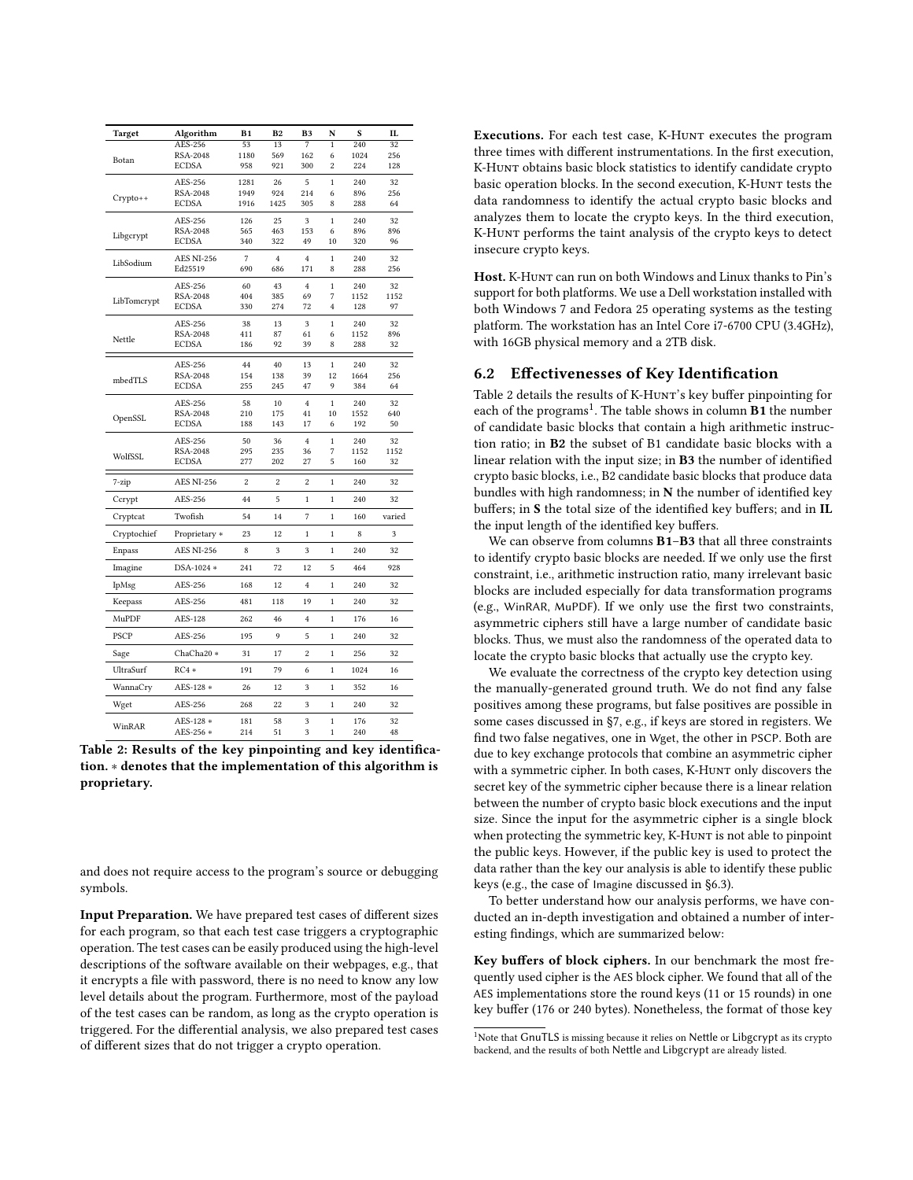| Target | Algorithm | B1 | B2 | B3 | N | S | IL |
|---|---|---|---|---|---|---|---|
| Botan | AES-256 | 53 | 13 | 7 | 1 | 240 | 32 |
| | RSA-2048 | 1180 | 569 | 162 | 6 | 1024 | 256 |
| | ECDSA | 958 | 921 | 300 | 2 | 224 | 128 |
| Crypto++ | AES-256 | 1281 | 26 | 5 | 1 | 240 | 32 |
| | RSA-2048 | 1949 | 924 | 214 | 6 | 896 | 256 |
| | ECDSA | 1916 | 1425 | 305 | 8 | 288 | 64 |
| Libgcrypt | AES-256 | 126 | 25 | 3 | 1 | 240 | 32 |
| | RSA-2048 | 565 | 463 | 153 | 6 | 896 | 896 |
| | ECDSA | 340 | 322 | 49 | 10 | 320 | 96 |
| LibSodium | AES NI-256 | 7 | 4 | 4 | 1 | 240 | 32 |
| | Ed25519 | 690 | 686 | 171 | 8 | 288 | 256 |
| LibTomcrypt | AES-256 | 60 | 43 | 4 | 1 | 240 | 32 |
| | RSA-2048 | 404 | 385 | 69 | 7 | 1152 | 1152 |
| | ECDSA | 330 | 274 | 72 | 4 | 128 | 97 |
| Nettle | AES-256 | 38 | 13 | 3 | 1 | 240 | 32 |
| | RSA-2048 | 411 | 87 | 61 | 6 | 1152 | 896 |
| | ECDSA | 186 | 92 | 39 | 8 | 288 | 32 |
| mbedTLS | AES-256 | 44 | 40 | 13 | 1 | 240 | 32 |
| | RSA-2048 | 154 | 138 | 39 | 12 | 1664 | 256 |
| | ECDSA | 255 | 245 | 47 | 9 | 384 | 64 |
| OpenSSL | AES-256 | 58 | 10 | 4 | 1 | 240 | 32 |
| | RSA-2048 | 210 | 175 | 41 | 10 | 1552 | 640 |
| | ECDSA | 188 | 143 | 17 | 6 | 192 | 50 |
| WolfSSL | AES-256 | 50 | 36 | 4 | 1 | 240 | 32 |
| | RSA-2048 | 295 | 235 | 36 | 7 | 1152 | 1152 |
| | ECDSA | 277 | 202 | 27 | 5 | 160 | 32 |
| 7-zip | AES NI-256 | 2 | 2 | 2 | 1 | 240 | 32 |
| Ccrypt | AES-256 | 44 | 5 | 1 | 1 | 240 | 32 |
| Cryptcat | Twofish | 54 | 14 | 7 | 1 | 160 | varied |
| Cryptochief | Proprietary * | 23 | 12 | 1 | 1 | 8 | 3 |
| Enpass | AES NI-256 | 8 | 3 | 3 | 1 | 240 | 32 |
| Imagine | DSA-1024 * | 241 | 72 | 12 | 5 | 464 | 928 |
| IpMsg | AES-256 | 168 | 12 | 4 | 1 | 240 | 32 |
| Keepass | AES-256 | 481 | 118 | 19 | 1 | 240 | 32 |
| MuPDF | AES-128 | 262 | 46 | 4 | 1 | 176 | 16 |
| PSCP | AES-256 | 195 | 9 | 5 | 1 | 240 | 32 |
| Sage | ChaCha20 * | 31 | 17 | 2 | 1 | 256 | 32 |
| UltraSurf | RC4 * | 191 | 79 | 6 | 1 | 1024 | 16 |
| WannaCry | AES-128 * | 26 | 12 | 3 | 1 | 352 | 16 |
| Wget | AES-256 | 268 | 22 | 3 | 1 | 240 | 32 |
| WinRAR | AES-128 * | 181 | 58 | 3 | 1 | 176 | 32 |
| | AES-256 * | 214 | 51 | 3 | 1 | 240 | 48 |

**Table 2: Results of the key pinpointing and key identification. * denotes that the implementation of this algorithm is proprietary.**

and does not require access to the program's source or debugging symbols.

**Input Preparation.** We have prepared test cases of different sizes for each program, so that each test case triggers a cryptographic operation. The test cases can be easily produced using the high-level descriptions of the software available on their webpages, e.g., that it encrypts a file with password, there is no need to know any low level details about the program. Furthermore, most of the payload of the test cases can be random, as long as the crypto operation is triggered. For the differential analysis, we also prepared test cases of different sizes that do not trigger a crypto operation.

**Executions.** For each test case, K-Hunt executes the program three times with different instrumentations. In the first execution, K-Hunt obtains basic block statistics to identify candidate crypto basic operation blocks. In the second execution, K-Hunt tests the data randomness to identify the actual crypto basic blocks and analyzes them to locate the crypto keys. In the third execution, K-Hunt performs the taint analysis of the crypto keys to detect insecure crypto keys.

**Host.** K-Hunt can run on both Windows and Linux thanks to Pin's support for both platforms. We use a Dell workstation installed with both Windows 7 and Fedora 25 operating systems as the testing platform. The workstation has an Intel Core i7-6700 CPU (3.4GHz), with 16GB physical memory and a 2TB disk.

## 6.2 Effectivenesses of Key Identification

Table 2 details the results of K-Hunt's key buffer pinpointing for each of the programs[1]. The table shows in column **B1** the number of candidate basic blocks that contain a high arithmetic instruction ratio; in **B2** the subset of B1 candidate basic blocks with a linear relation with the input size; in **B3** the number of identified crypto basic blocks, i.e., B2 candidate basic blocks that produce data bundles with high randomness; in **N** the number of identified key buffers; in **S** the total size of the identified key buffers; and in **IL** the input length of the identified key buffers.

We can observe from columns **B1**–**B3** that all three constraints to identify crypto basic blocks are needed. If we only use the first constraint, i.e., arithmetic instruction ratio, many irrelevant basic blocks are included especially for data transformation programs (e.g., WinRAR, MuPDF). If we only use the first two constraints, asymmetric ciphers still have a large number of candidate basic blocks. Thus, we must also the randomness of the operated data to locate the crypto basic blocks that actually use the crypto key.

We evaluate the correctness of the crypto key detection using the manually-generated ground truth. We do not find any false positives among these programs, but false positives are possible in some cases discussed in §7, e.g., if keys are stored in registers. We find two false negatives, one in Wget, the other in PSCP. Both are due to key exchange protocols that combine an asymmetric cipher with a symmetric cipher. In both cases, K-Hunt only discovers the secret key of the symmetric cipher because there is a linear relation between the number of crypto basic block executions and the input size. Since the input for the asymmetric cipher is a single block when protecting the symmetric key, K-Hunt is not able to pinpoint the public keys. However, if the public key is used to protect the data rather than the key our analysis is able to identify these public keys (e.g., the case of Imagine discussed in §6.3).

To better understand how our analysis performs, we have conducted an in-depth investigation and obtained a number of interesting findings, which are summarized below:

**Key buffers of block ciphers.** In our benchmark the most frequently used cipher is the AES block cipher. We found that all of the AES implementations store the round keys (11 or 15 rounds) in one key buffer (176 or 240 bytes). Nonetheless, the format of those key

[1] Note that GnuTLS is missing because it relies on Nettle or Libgcrypt as its crypto backend, and the results of both Nettle and Libgcrypt are already listed.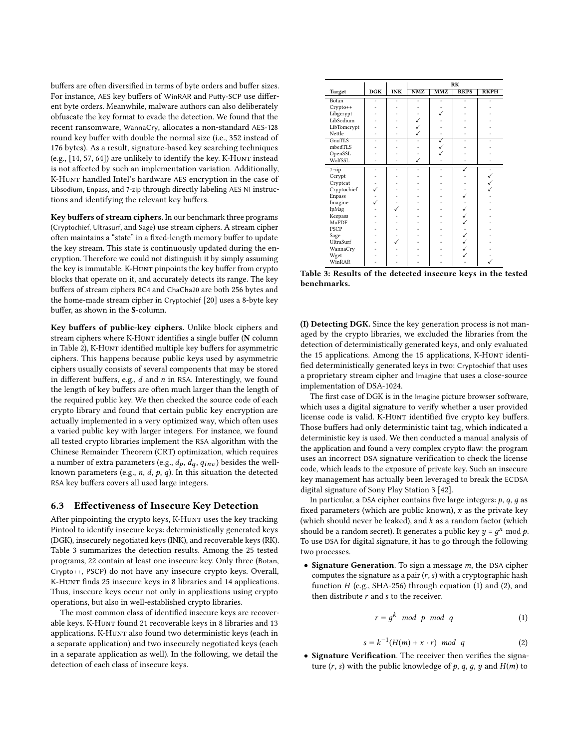buffers are often diversified in terms of byte orders and buffer sizes. For instance, AES key buffers of WinRAR and Putty-SCP use different byte orders. Meanwhile, malware authors can also deliberately obfuscate the key format to evade the detection. We found that the recent ransomware, WannaCry, allocates a non-standard AES-128 round key buffer with double the normal size (i.e., 352 instead of 176 bytes). As a result, signature-based key searching techniques (e.g., [14, 57, 64]) are unlikely to identify the key. K-Hunt instead is not affected by such an implementation variation. Additionally, K-Hunt handled Intel's hardware AES encryption in the case of Libsodium, Enpass, and 7-zip through directly labeling AES NI instructions and identifying the relevant key buffers.

**Key buffers of stream ciphers.** In our benchmark three programs (Cryptochief, Ultrasurf, and Sage) use stream ciphers. A stream cipher often maintains a "state" in a fixed-length memory buffer to update the key stream. This state is continuously updated during the encryption. Therefore we could not distinguish it by simply assuming the key is immutable. K-Hunt pinpoints the key buffer from crypto blocks that operate on it, and accurately detects its range. The key buffers of stream ciphers RC4 and ChaCha20 are both 256 bytes and the home-made stream cipher in Cryptochief [20] uses a 8-byte key buffer, as shown in the **S**-column.

**Key buffers of public-key ciphers.** Unlike block ciphers and stream ciphers where K-Hunt identifies a single buffer (**N** column in Table 2), K-Hunt identified multiple key buffers for asymmetric ciphers. This happens because public keys used by asymmetric ciphers usually consists of several components that may be stored in different buffers, e.g., $d$ and $n$ in RSA. Interestingly, we found the length of key buffers are often much larger than the length of the required public key. We then checked the source code of each crypto library and found that certain public key encryption are actually implemented in a very optimized way, which often uses a varied public key with larger integers. For instance, we found all tested crypto libraries implement the RSA algorithm with the Chinese Remainder Theorem (CRT) optimization, which requires a number of extra parameters (e.g., $d_p$, $d_q$, $q_{inv}$) besides the well-known parameters (e.g., $n$, $d$, $p$, $q$). In this situation the detected RSA key buffers covers all used large integers.

## 6.3 Effectiveness of Insecure Key Detection

After pinpointing the crypto keys, K-Hunt uses the key tracking Pintool to identify insecure keys: deterministically generated keys (DGK), insecurely negotiated keys (INK), and recoverable keys (RK). Table 3 summarizes the detection results. Among the 25 tested programs, 22 contain at least one insecure key. Only three (Botan, Crypto++, PSCP) do not have any insecure crypto keys. Overall, K-Hunt finds 25 insecure keys in 8 libraries and 14 applications. Thus, insecure keys occur not only in applications using crypto operations, but also in well-established crypto libraries.

The most common class of identified insecure keys are recoverable keys. K-Hunt found 21 recoverable keys in 8 libraries and 13 applications. K-Hunt also found two deterministic keys (each in a separate application) and two insecurely negotiated keys (each in a separate application as well). In the following, we detail the detection of each class of insecure keys.

| Target | DGK | INK | RK | | | |
|---|---|---|---|---|---|---|
| | | | NMZ | MMZ | RKPS | RKPH |
| Botan | - | - | - | - | - | - |
| Crypto++ | - | - | - | - | - | - |
| Libgcrypt | - | - | - | ✓ | - | - |
| LibSodium | - | - | ✓ | - | - | - |
| LibTomcrypt | - | - | ✓ | - | - | - |
| Nettle | - | - | ✓ | - | - | - |
| GnuTLS | - | - | - | ✓ | - | - |
| mbedTLS | - | - | - | ✓ | - | - |
| OpenSSL | - | - | - | ✓ | - | - |
| WolfSSL | - | - | ✓ | - | - | - |
| 7-zip | - | - | - | - | ✓ | - |
| Ccrypt | - | - | - | - | - | ✓ |
| Cryptcat | - | - | - | - | - | ✓ |
| Cryptochief | ✓ | - | - | - | - | ✓ |
| Enpass | - | - | - | - | ✓ | - |
| Imagine | ✓ | - | - | - | - | - |
| IpMsg | - | ✓ | - | - | ✓ | - |
| Keepass | - | - | - | - | ✓ | - |
| MuPDF | - | - | - | - | ✓ | - |
| PSCP | - | - | - | - | - | - |
| Sage | - | - | - | - | ✓ | - |
| UltraSurf | - | ✓ | - | - | ✓ | - |
| WannaCry | - | - | - | - | ✓ | - |
| Wget | - | - | - | - | ✓ | - |
| WinRAR | - | - | - | - | - | ✓ |

**Table 3: Results of the detected insecure keys in the tested benchmarks.**

**(I) Detecting DGK.** Since the key generation process is not managed by the crypto libraries, we excluded the libraries from the detection of deterministically generated keys, and only evaluated the 15 applications. Among the 15 applications, K-Hunt identified deterministically generated keys in two: Cryptochief that uses a proprietary stream cipher and Imagine that uses a close-source implementation of DSA-1024.

The first case of DGK is in the Imagine picture browser software, which uses a digital signature to verify whether a user provided license code is valid. K-Hunt identified five crypto key buffers. Those buffers had only deterministic taint tag, which indicated a deterministic key is used. We then conducted a manual analysis of the application and found a very complex crypto flaw: the program uses an incorrect DSA signature verification to check the license code, which leads to the exposure of private key. Such an insecure key management has actually been leveraged to break the ECDSA digital signature of Sony Play Station 3 [42].

In particular, a DSA cipher contains five large integers: $p$, $q$, $g$ as fixed parameters (which are public known), $x$ as the private key (which should never be leaked), and $k$ as a random factor (which should be a random secret). It generates a public key $y = g^x \bmod p$. To use DSA for digital signature, it has to go through the following two processes.

- **Signature Generation**. To sign a message $m$, the DSA cipher computes the signature as a pair $(r, s)$ with a cryptographic hash function $H$ (e.g., SHA-256) through equation (1) and (2), and then distribute $r$ and $s$ to the receiver.

$$r = g^k \mod p \mod q \tag{1}$$

$$s = k^{-1}(H(m) + x \cdot r) \mod q \tag{2}$$

- **Signature Verification**. The receiver then verifies the signature $(r, s)$ with the public knowledge of $p$, $q$, $g$, $y$ and $H(m)$ to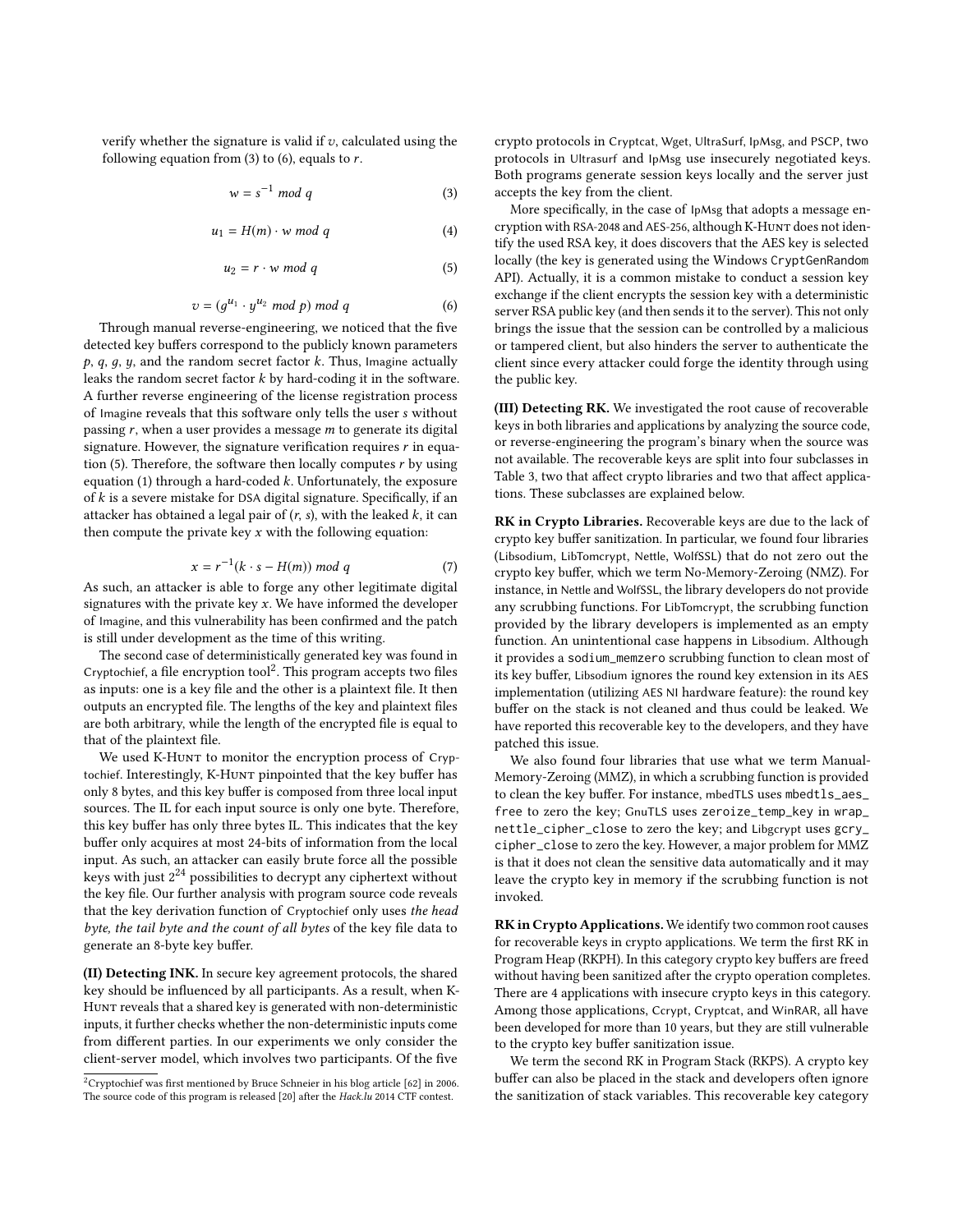verify whether the signature is valid if $v$, calculated using the following equation from (3) to (6), equals to $r$.

$$w = s^{-1} \ mod \ q \tag{3}$$

$$u_1 = H(m) \cdot w \ mod \ q \tag{4}$$

$$u_2 = r \cdot w \ mod \ q \tag{5}$$

$$v = (g^{u_1} \cdot y^{u_2} \ mod \ p) \ mod \ q \tag{6}$$

Through manual reverse-engineering, we noticed that the five detected key buffers correspond to the publicly known parameters $p$, $q$, $g$, $y$, and the random secret factor $k$. Thus, Imagine actually leaks the random secret factor $k$ by hard-coding it in the software. A further reverse engineering of the license registration process of Imagine reveals that this software only tells the user $s$ without passing $r$, when a user provides a message $m$ to generate its digital signature. However, the signature verification requires $r$ in equation (5). Therefore, the software then locally computes $r$ by using equation (1) through a hard-coded $k$. Unfortunately, the exposure of $k$ is a severe mistake for DSA digital signature. Specifically, if an attacker has obtained a legal pair of $(r, s)$, with the leaked $k$, it can then compute the private key $x$ with the following equation:

$$x = r^{-1}(k \cdot s - H(m)) \ mod \ q \tag{7}$$

As such, an attacker is able to forge any other legitimate digital signatures with the private key $x$. We have informed the developer of Imagine, and this vulnerability has been confirmed and the patch is still under development as the time of this writing.

The second case of deterministically generated key was found in Cryptochief, a file encryption tool[2]. This program accepts two files as inputs: one is a key file and the other is a plaintext file. It then outputs an encrypted file. The lengths of the key and plaintext files are both arbitrary, while the length of the encrypted file is equal to that of the plaintext file.

We used K-Hunt to monitor the encryption process of Cryptochief. Interestingly, K-Hunt pinpointed that the key buffer has only 8 bytes, and this key buffer is composed from three local input sources. The IL for each input source is only one byte. Therefore, this key buffer has only three bytes IL. This indicates that the key buffer only acquires at most 24-bits of information from the local input. As such, an attacker can easily brute force all the possible keys with just $2^{24}$ possibilities to decrypt any ciphertext without the key file. Our further analysis with program source code reveals that the key derivation function of Cryptochief only uses *the head byte, the tail byte and the count of all bytes* of the key file data to generate an 8-byte key buffer.

**(II) Detecting INK.** In secure key agreement protocols, the shared key should be influenced by all participants. As a result, when K-Hunt reveals that a shared key is generated with non-deterministic inputs, it further checks whether the non-deterministic inputs come from different parties. In our experiments we only consider the client-server model, which involves two participants. Of the five crypto protocols in Cryptcat, Wget, UltraSurf, IpMsg, and PSCP, two protocols in Ultrasurf and IpMsg use insecurely negotiated keys. Both programs generate session keys locally and the server just accepts the key from the client.

More specifically, in the case of IpMsg that adopts a message encryption with RSA-2048 and AES-256, although K-Hunt does not identify the used RSA key, it does discovers that the AES key is selected locally (the key is generated using the Windows CryptGenRandom API). Actually, it is a common mistake to conduct a session key exchange if the client encrypts the session key with a deterministic server RSA public key (and then sends it to the server). This not only brings the issue that the session can be controlled by a malicious or tampered client, but also hinders the server to authenticate the client since every attacker could forge the identity through using the public key.

**(III) Detecting RK.** We investigated the root cause of recoverable keys in both libraries and applications by analyzing the source code, or reverse-engineering the program's binary when the source was not available. The recoverable keys are split into four subclasses in Table 3, two that affect crypto libraries and two that affect applications. These subclasses are explained below.

**RK in Crypto Libraries.** Recoverable keys are due to the lack of crypto key buffer sanitization. In particular, we found four libraries (Libsodium, LibTomcrypt, Nettle, WolfSSL) that do not zero out the crypto key buffer, which we term No-Memory-Zeroing (NMZ). For instance, in Nettle and WolfSSL, the library developers do not provide any scrubbing functions. For LibTomcrypt, the scrubbing function provided by the library developers is implemented as an empty function. An unintentional case happens in Libsodium. Although it provides a `sodium_memzero` scrubbing function to clean most of its key buffer, Libsodium ignores the round key extension in its AES implementation (utilizing AES NI hardware feature): the round key buffer on the stack is not cleaned and thus could be leaked. We have reported this recoverable key to the developers, and they have patched this issue.

We also found four libraries that use what we term Manual-Memory-Zeroing (MMZ), in which a scrubbing function is provided to clean the key buffer. For instance, mbedTLS uses `mbedtls_aes_free` to zero the key; GnuTLS uses `zeroize_temp_key` in `wrap_nettle_cipher_close` to zero the key; and Libgcrypt uses `gcry_cipher_close` to zero the key. However, a major problem for MMZ is that it does not clean the sensitive data automatically and it may leave the crypto key in memory if the scrubbing function is not invoked.

**RK in Crypto Applications.** We identify two common root causes for recoverable keys in crypto applications. We term the first RK in Program Heap (RKPH). In this category crypto key buffers are freed without having been sanitized after the crypto operation completes. There are 4 applications with insecure crypto keys in this category. Among those applications, Ccrypt, Cryptcat, and WinRAR, all have been developed for more than 10 years, but they are still vulnerable to the crypto key buffer sanitization issue.

We term the second RK in Program Stack (RKPS). A crypto key buffer can also be placed in the stack and developers often ignore the sanitization of stack variables. This recoverable key category

[2] Cryptochief was first mentioned by Bruce Schneier in his blog article [62] in 2006. The source code of this program is released [20] after the *Hack.lu* 2014 CTF contest.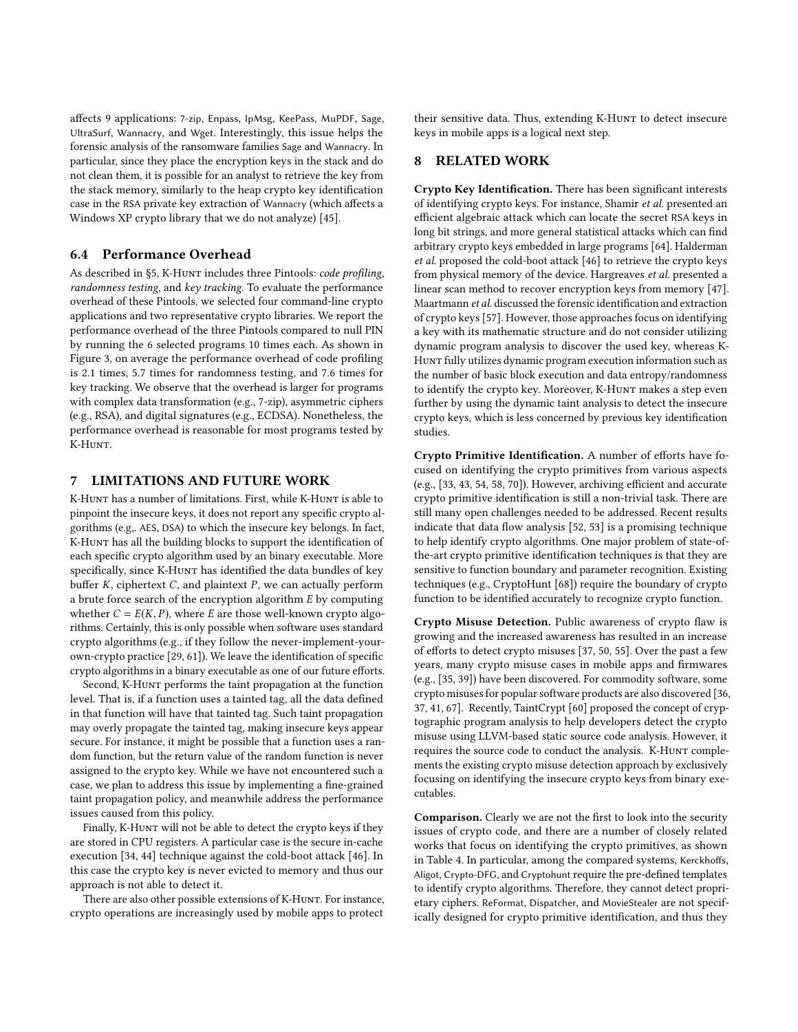affects 9 applications: 7-zip, Enpass, IpMsg, KeePass, MuPDF, Sage, UltraSurf, Wannacry, and Wget. Interestingly, this issue helps the forensic analysis of the ransomware families Sage and Wannacry. In particular, since they place the encryption keys in the stack and do not clean them, it is possible for an analyst to retrieve the key from the stack memory, similarly to the heap crypto key identification case in the RSA private key extraction of Wannacry (which affects a Windows XP crypto library that we do not analyze) [45].

### 6.4 Performance Overhead

As described in §5, K-Hunt includes three Pintools: *code profiling*, *randomness testing*, and *key tracking*. To evaluate the performance overhead of these Pintools, we selected four command-line crypto applications and two representative crypto libraries. We report the performance overhead of the three Pintools compared to null PIN by running the 6 selected programs 10 times each. As shown in Figure 3, on average the performance overhead of code profiling is 2.1 times, 5.7 times for randomness testing, and 7.6 times for key tracking. We observe that the overhead is larger for programs with complex data transformation (e.g., 7-zip), asymmetric ciphers (e.g., RSA), and digital signatures (e.g., ECDSA). Nonetheless, the performance overhead is reasonable for most programs tested by K-Hunt.

## 7 LIMITATIONS AND FUTURE WORK

K-Hunt has a number of limitations. First, while K-Hunt is able to pinpoint the insecure keys, it does not report any specific crypto algorithms (e.g,. AES, DSA) to which the insecure key belongs. In fact, K-Hunt has all the building blocks to support the identification of each specific crypto algorithm used by an binary executable. More specifically, since K-Hunt has identified the data bundles of key buffer $K$, ciphertext $C$, and plaintext $P$, we can actually perform a brute force search of the encryption algorithm $E$ by computing whether $C = E(K, P)$, where $E$ are those well-known crypto algorithms. Certainly, this is only possible when software uses standard crypto algorithms (e.g., if they follow the never-implement-your-own-crypto practice [29, 61]). We leave the identification of specific crypto algorithms in a binary executable as one of our future efforts.

Second, K-Hunt performs the taint propagation at the function level. That is, if a function uses a tainted tag, all the data defined in that function will have that tainted tag. Such taint propagation may overly propagate the tainted tag, making insecure keys appear secure. For instance, it might be possible that a function uses a random function, but the return value of the random function is never assigned to the crypto key. While we have not encountered such a case, we plan to address this issue by implementing a fine-grained taint propagation policy, and meanwhile address the performance issues caused from this policy.

Finally, K-Hunt will not be able to detect the crypto keys if they are stored in CPU registers. A particular case is the secure in-cache execution [34, 44] technique against the cold-boot attack [46]. In this case the crypto key is never evicted to memory and thus our approach is not able to detect it.

There are also other possible extensions of K-Hunt. For instance, crypto operations are increasingly used by mobile apps to protect their sensitive data. Thus, extending K-Hunt to detect insecure keys in mobile apps is a logical next step.

## 8 RELATED WORK

**Crypto Key Identification.** There has been significant interests of identifying crypto keys. For instance, Shamir *et al.* presented an efficient algebraic attack which can locate the secret RSA keys in long bit strings, and more general statistical attacks which can find arbitrary crypto keys embedded in large programs [64]. Halderman *et al.* proposed the cold-boot attack [46] to retrieve the crypto keys from physical memory of the device. Hargreaves *et al.* presented a linear scan method to recover encryption keys from memory [47]. Maartmann *et al.* discussed the forensic identification and extraction of crypto keys [57]. However, those approaches focus on identifying a key with its mathematic structure and do not consider utilizing dynamic program analysis to discover the used key, whereas K-Hunt fully utilizes dynamic program execution information such as the number of basic block execution and data entropy/randomness to identify the crypto key. Moreover, K-Hunt makes a step even further by using the dynamic taint analysis to detect the insecure crypto keys, which is less concerned by previous key identification studies.

**Crypto Primitive Identification.** A number of efforts have focused on identifying the crypto primitives from various aspects (e.g., [33, 43, 54, 58, 70]). However, archiving efficient and accurate crypto primitive identification is still a non-trivial task. There are still many open challenges needed to be addressed. Recent results indicate that data flow analysis [52, 53] is a promising technique to help identify crypto algorithms. One major problem of state-of-the-art crypto primitive identification techniques is that they are sensitive to function boundary and parameter recognition. Existing techniques (e.g., CryptoHunt [68]) require the boundary of crypto function to be identified accurately to recognize crypto function.

**Crypto Misuse Detection.** Public awareness of crypto flaw is growing and the increased awareness has resulted in an increase of efforts to detect crypto misuses [37, 50, 55]. Over the past a few years, many crypto misuse cases in mobile apps and firmwares (e.g., [35, 39]) have been discovered. For commodity software, some crypto misuses for popular software products are also discovered [36, 37, 41, 67]. Recently, TaintCrypt [60] proposed the concept of cryptographic program analysis to help developers detect the crypto misuse using LLVM-based static source code analysis. However, it requires the source code to conduct the analysis. K-Hunt complements the existing crypto misuse detection approach by exclusively focusing on identifying the insecure crypto keys from binary executables.

**Comparison.** Clearly we are not the first to look into the security issues of crypto code, and there are a number of closely related works that focus on identifying the crypto primitives, as shown in Table 4. In particular, among the compared systems, Kerckhoffs, Aligot, Crypto-DFG, and Cryptohunt require the pre-defined templates to identify crypto algorithms. Therefore, they cannot detect proprietary ciphers. ReFormat, Dispatcher, and MovieStealer are not specifically designed for crypto primitive identification, and thus they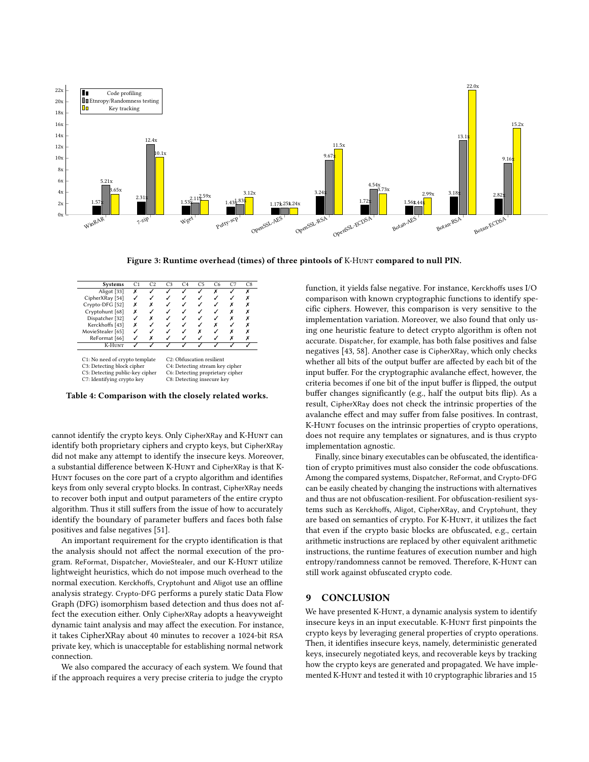Figure 3: Runtime overhead (times) of three pintools of K-Hunt compared to null PIN.

| Systems | C1 | C2 | C3 | C4 | C5 | C6 | C7 | C8 |
|---|---|---|---|---|---|---|---|---|
| Aligot [33] | ✗ | ✓ | ✓ | ✓ | ✓ | ✗ | ✓ | ✗ |
| CipherXRay [54] | ✓ | ✓ | ✓ | ✓ | ✓ | ✓ | ✓ | ✗ |
| Crypto-DFG [52] | ✗ | ✗ | ✓ | ✓ | ✓ | ✓ | ✗ | ✗ |
| Cryptohunt [68] | ✗ | ✓ | ✓ | ✓ | ✓ | ✓ | ✗ | ✗ |
| Dispatcher [32] | ✓ | ✗ | ✓ | ✓ | ✓ | ✓ | ✗ | ✗ |
| Kerckhoffs [43] | ✗ | ✓ | ✓ | ✓ | ✓ | ✗ | ✓ | ✗ |
| MovieStealer [65] | ✓ | ✓ | ✓ | ✓ | ✗ | ✓ | ✗ | ✗ |
| ReFormat [66] | ✓ | ✗ | ✓ | ✓ | ✓ | ✓ | ✗ | ✗ |
| K-Hunt | ✓ | ✓ | ✓ | ✓ | ✓ | ✓ | ✓ | ✓ |

C1: No need of crypto template; C2: Obfuscation resilient; C3: Detecting block cipher; C4: Detecting stream key cipher; C5: Detecting public-key cipher; C6: Detecting proprietary cipher; C7: Identifying crypto key; C8: Detecting insecure key

**Table 4: Comparison with the closely related works.**

cannot identify the crypto keys. Only CipherXRay and K-Hunt can identify both proprietary ciphers and crypto keys, but CipherXRay did not make any attempt to identify the insecure keys. Moreover, a substantial difference between K-Hunt and CipherXRay is that K-Hunt focuses on the core part of a crypto algorithm and identifies keys from only several crypto blocks. In contrast, CipherXRay needs to recover both input and output parameters of the entire crypto algorithm. Thus it still suffers from the issue of how to accurately identify the boundary of parameter buffers and faces both false positives and false negatives [51].

An important requirement for the crypto identification is that the analysis should not affect the normal execution of the program. ReFormat, Dispatcher, MovieStealer, and our K-Hunt utilize lightweight heuristics, which do not impose much overhead to the normal execution. Kerckhoffs, Cryptohunt and Aligot use an offline analysis strategy. Crypto-DFG performs a purely static Data Flow Graph (DFG) isomorphism based detection and thus does not affect the execution either. Only CipherXRay adopts a heavyweight dynamic taint analysis and may affect the execution. For instance, it takes CipherXRay about 40 minutes to recover a 1024-bit RSA private key, which is unacceptable for establishing normal network connection.

We also compared the accuracy of each system. We found that if the approach requires a very precise criteria to judge the crypto function, it yields false negative. For instance, Kerckhoffs uses I/O comparison with known cryptographic functions to identify specific ciphers. However, this comparison is very sensitive to the implementation variation. Moreover, we also found that only using one heuristic feature to detect crypto algorithm is often not accurate. Dispatcher, for example, has both false positives and false negatives [43, 58]. Another case is CipherXRay, which only checks whether all bits of the output buffer are affected by each bit of the input buffer. For the cryptographic avalanche effect, however, the criteria becomes if one bit of the input buffer is flipped, the output buffer changes significantly (e.g., half the output bits flip). As a result, CipherXRay does not check the intrinsic properties of the avalanche effect and may suffer from false positives. In contrast, K-Hunt focuses on the intrinsic properties of crypto operations, does not require any templates or signatures, and is thus crypto implementation agnostic.

Finally, since binary executables can be obfuscated, the identification of crypto primitives must also consider the code obfuscations. Among the compared systems, Dispatcher, ReFormat, and Crypto-DFG can be easily cheated by changing the instructions with alternatives and thus are not obfuscation-resilient. For obfuscation-resilient systems such as Kerckhoffs, Aligot, CipherXRay, and Cryptohunt, they are based on semantics of crypto. For K-Hunt, it utilizes the fact that even if the crypto basic blocks are obfuscated, e.g., certain arithmetic instructions are replaced by other equivalent arithmetic instructions, the runtime features of execution number and high entropy/randomness cannot be removed. Therefore, K-Hunt can still work against obfuscated crypto code.

# 9 CONCLUSION

We have presented K-Hunt, a dynamic analysis system to identify insecure keys in an input executable. K-Hunt first pinpoints the crypto keys by leveraging general properties of crypto operations. Then, it identifies insecure keys, namely, deterministic generated keys, insecurely negotiated keys, and recoverable keys by tracking how the crypto keys are generated and propagated. We have implemented K-Hunt and tested it with 10 cryptographic libraries and 15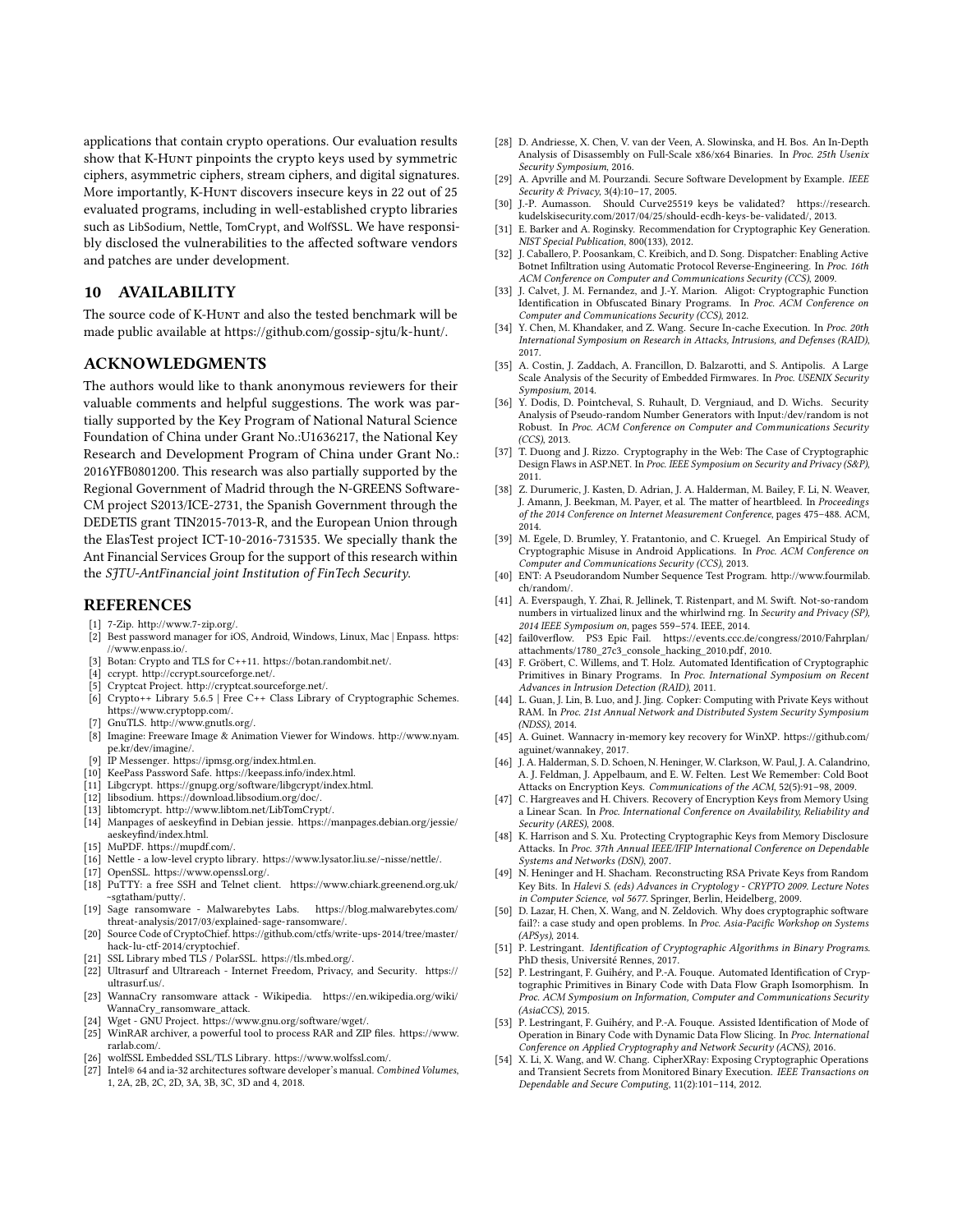applications that contain crypto operations. Our evaluation results show that K-Hunt pinpoints the crypto keys used by symmetric ciphers, asymmetric ciphers, stream ciphers, and digital signatures. More importantly, K-Hunt discovers insecure keys in 22 out of 25 evaluated programs, including in well-established crypto libraries such as LibSodium, Nettle, TomCrypt, and WolfSSL. We have responsibly disclosed the vulnerabilities to the affected software vendors and patches are under development.

## 10 AVAILABILITY

The source code of K-Hunt and also the tested benchmark will be made public available at https://github.com/gossip-sjtu/k-hunt/.

## ACKNOWLEDGMENTS

The authors would like to thank anonymous reviewers for their valuable comments and helpful suggestions. The work was partially supported by the Key Program of National Natural Science Foundation of China under Grant No.:U1636217, the National Key Research and Development Program of China under Grant No.: 2016YFB0801200. This research was also partially supported by the Regional Government of Madrid through the N-GREENS Software-CM project S2013/ICE-2731, the Spanish Government through the DEDETIS grant TIN2015-7013-R, and the European Union through the ElasTest project ICT-10-2016-731535. We specially thank the Ant Financial Services Group for the support of this research within the *SJTU-AntFinancial joint Institution of FinTech Security*.

## REFERENCES

[1] 7-Zip. http://www.7-zip.org/.
[2] Best password manager for iOS, Android, Windows, Linux, Mac | Enpass. https://www.enpass.io/.
[3] Botan: Crypto and TLS for C++11. https://botan.randombit.net/.
[4] ccrypt. http://ccrypt.sourceforge.net/.
[5] Cryptcat Project. http://cryptcat.sourceforge.net/.
[6] Crypto++ Library 5.6.5 | Free C++ Class Library of Cryptographic Schemes. https://www.cryptopp.com/.
[7] GnuTLS. http://www.gnutls.org/.
[8] Imagine: Freeware Image & Animation Viewer for Windows. http://www.nyam.pe.kr/dev/imagine/.
[9] IP Messenger. https://ipmsg.org/index.html.en.
[10] KeePass Password Safe. https://keepass.info/index.html.
[11] Libgcrypt. https://gnupg.org/software/libgcrypt/index.html.
[12] libsodium. https://download.libsodium.org/doc/.
[13] libtomcrypt. http://www.libtom.net/LibTomCrypt/.
[14] Manpages of aeskeyfind in Debian jessie. https://manpages.debian.org/jessie/aeskeyfind/index.html.
[15] MuPDF. https://mupdf.com/.
[16] Nettle - a low-level crypto library. https://www.lysator.liu.se/~nisse/nettle/.
[17] OpenSSL. https://www.openssl.org/.
[18] PuTTY: a free SSH and Telnet client. https://www.chiark.greenend.org.uk/~sgtatham/putty/.
[19] Sage ransomware - Malwarebytes Labs. https://blog.malwarebytes.com/threat-analysis/2017/03/explained-sage-ransomware/.
[20] Source Code of CryptoChief. https://github.com/ctfs/write-ups-2014/tree/master/hack-lu-ctf-2014/cryptochief.
[21] SSL Library mbed TLS / PolarSSL. https://tls.mbed.org/.
[22] Ultrasurf and Ultrareach - Internet Freedom, Privacy, and Security. https://ultrasurf.us/.
[23] WannaCry ransomware attack - Wikipedia. https://en.wikipedia.org/wiki/WannaCry_ransomware_attack.
[24] Wget - GNU Project. https://www.gnu.org/software/wget/.
[25] WinRAR archiver, a powerful tool to process RAR and ZIP files. https://www.rarlab.com/.
[26] wolfSSL Embedded SSL/TLS Library. https://www.wolfssl.com/.
[27] Intel® 64 and ia-32 architectures software developer's manual. *Combined Volumes*, 1, 2A, 2B, 2C, 2D, 3A, 3B, 3C, 3D and 4, 2018.
[28] D. Andriesse, X. Chen, V. van der Veen, A. Slowinska, and H. Bos. An In-Depth Analysis of Disassembly on Full-Scale x86/x64 Binaries. In *Proc. 25th Usenix Security Symposium*, 2016.
[29] A. Apvrille and M. Pourzandi. Secure Software Development by Example. *IEEE Security & Privacy*, 3(4):10–17, 2005.
[30] J.-P. Aumasson. Should Curve25519 keys be validated? https://research.kudelskisecurity.com/2017/04/25/should-ecdh-keys-be-validated/, 2013.
[31] E. Barker and A. Roginsky. Recommendation for Cryptographic Key Generation. *NIST Special Publication*, 800(133), 2012.
[32] J. Caballero, P. Poosankam, C. Kreibich, and D. Song. Dispatcher: Enabling Active Botnet Infiltration using Automatic Protocol Reverse-Engineering. In *Proc. 16th ACM Conference on Computer and Communications Security (CCS)*, 2009.
[33] J. Calvet, J. M. Fernandez, and J.-Y. Marion. Aligot: Cryptographic Function Identification in Obfuscated Binary Programs. In *Proc. ACM Conference on Computer and Communications Security (CCS)*, 2012.
[34] Y. Chen, M. Khandaker, and Z. Wang. Secure In-cache Execution. In *Proc. 20th International Symposium on Research in Attacks, Intrusions, and Defenses (RAID)*, 2017.
[35] A. Costin, J. Zaddach, A. Francillon, D. Balzarotti, and S. Antipolis. A Large Scale Analysis of the Security of Embedded Firmwares. In *Proc. USENIX Security Symposium*, 2014.
[36] Y. Dodis, D. Pointcheval, S. Ruhault, D. Vergniaud, and D. Wichs. Security Analysis of Pseudo-random Number Generators with Input:/dev/random is not Robust. In *Proc. ACM Conference on Computer and Communications Security (CCS)*, 2013.
[37] T. Duong and J. Rizzo. Cryptography in the Web: The Case of Cryptographic Design Flaws in ASP.NET. In *Proc. IEEE Symposium on Security and Privacy (S&P)*, 2011.
[38] Z. Durumeric, J. Kasten, D. Adrian, J. A. Halderman, M. Bailey, F. Li, N. Weaver, J. Amann, J. Beekman, M. Payer, et al. The matter of heartbleed. In *Proceedings of the 2014 Conference on Internet Measurement Conference*, pages 475–488. ACM, 2014.
[39] M. Egele, D. Brumley, Y. Fratantonio, and C. Kruegel. An Empirical Study of Cryptographic Misuse in Android Applications. In *Proc. ACM Conference on Computer and Communications Security (CCS)*, 2013.
[40] ENT: A Pseudorandom Number Sequence Test Program. http://www.fourmilab.ch/random/.
[41] A. Everspaugh, Y. Zhai, R. Jellinek, T. Ristenpart, and M. Swift. Not-so-random numbers in virtualized linux and the whirlwind rng. In *Security and Privacy (SP), 2014 IEEE Symposium on*, pages 559–574. IEEE, 2014.
[42] fail0verflow. PS3 Epic Fail. https://events.ccc.de/congress/2010/Fahrplan/attachments/1780_27c3_console_hacking_2010.pdf, 2010.
[43] F. Gröbert, C. Willems, and T. Holz. Automated Identification of Cryptographic Primitives in Binary Programs. In *Proc. International Symposium on Recent Advances in Intrusion Detection (RAID)*, 2011.
[44] L. Guan, J. Lin, B. Luo, and J. Jing. Copker: Computing with Private Keys without RAM. In *Proc. 21st Annual Network and Distributed System Security Symposium (NDSS)*, 2014.
[45] A. Guinet. Wannacry in-memory key recovery for WinXP. https://github.com/aguinet/wannakey, 2017.
[46] J. A. Halderman, S. D. Schoen, N. Heninger, W. Clarkson, W. Paul, J. A. Calandrino, A. J. Feldman, J. Appelbaum, and E. W. Felten. Lest We Remember: Cold Boot Attacks on Encryption Keys. *Communications of the ACM*, 52(5):91–98, 2009.
[47] C. Hargreaves and H. Chivers. Recovery of Encryption Keys from Memory Using a Linear Scan. In *Proc. International Conference on Availability, Reliability and Security (ARES)*, 2008.
[48] K. Harrison and S. Xu. Protecting Cryptographic Keys from Memory Disclosure Attacks. In *Proc. 37th Annual IEEE/IFIP International Conference on Dependable Systems and Networks (DSN)*, 2007.
[49] N. Heninger and H. Shacham. Reconstructing RSA Private Keys from Random Key Bits. In *Halevi S. (eds) Advances in Cryptology - CRYPTO 2009. Lecture Notes in Computer Science, vol 5677*. Springer, Berlin, Heidelberg, 2009.
[50] D. Lazar, H. Chen, X. Wang, and N. Zeldovich. Why does cryptographic software fail?: a case study and open problems. In *Proc. Asia-Pacific Workshop on Systems (APSys)*, 2014.
[51] P. Lestringant. *Identification of Cryptographic Algorithms in Binary Programs*. PhD thesis, Université Rennes, 2017.
[52] P. Lestringant, F. Guihéry, and P.-A. Fouque. Automated Identification of Cryptographic Primitives in Binary Code with Data Flow Graph Isomorphism. In *Proc. ACM Symposium on Information, Computer and Communications Security (AsiaCCS)*, 2015.
[53] P. Lestringant, F. Guihéry, and P.-A. Fouque. Assisted Identification of Mode of Operation in Binary Code with Dynamic Data Flow Slicing. In *Proc. International Conference on Applied Cryptography and Network Security (ACNS)*, 2016.
[54] X. Li, X. Wang, and W. Chang. CipherXRay: Exposing Cryptographic Operations and Transient Secrets from Monitored Binary Execution. *IEEE Transactions on Dependable and Secure Computing*, 11(2):101–114, 2012.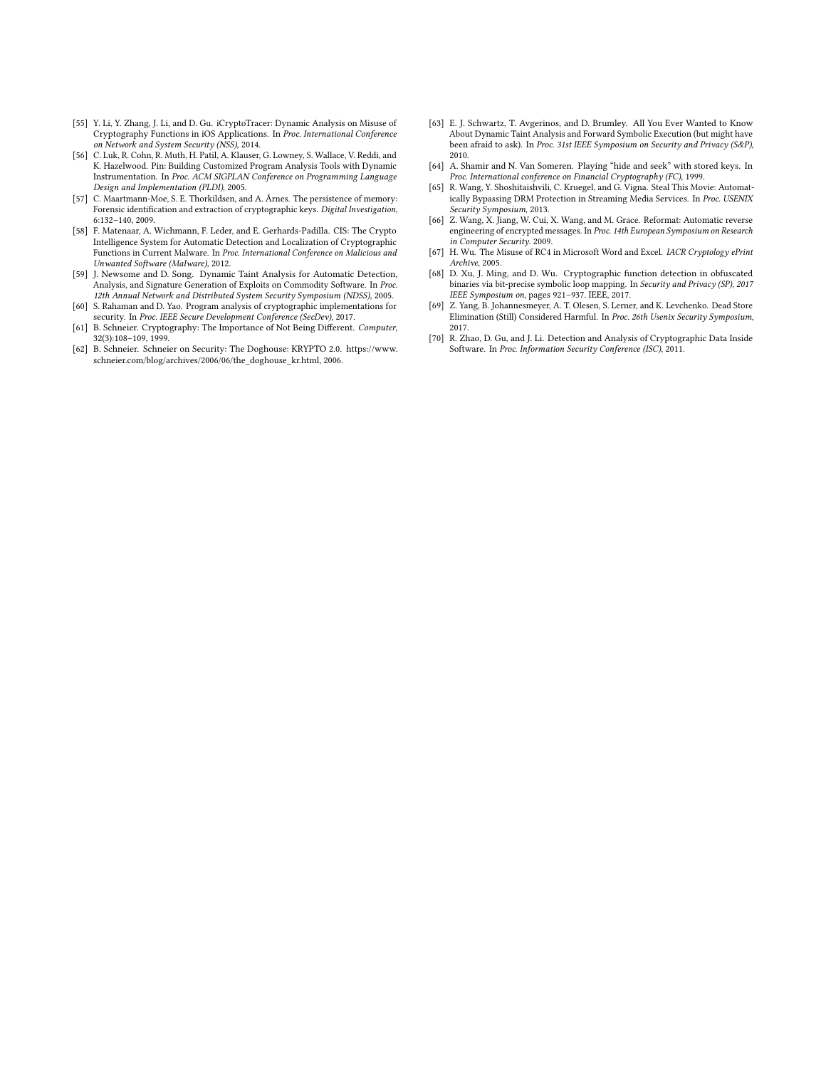- [55] Y. Li, Y. Zhang, J. Li, and D. Gu. iCryptoTracer: Dynamic Analysis on Misuse of Cryptography Functions in iOS Applications. In *Proc. International Conference on Network and System Security (NSS)*, 2014.
- [56] C. Luk, R. Cohn, R. Muth, H. Patil, A. Klauser, G. Lowney, S. Wallace, V. Reddi, and K. Hazelwood. Pin: Building Customized Program Analysis Tools with Dynamic Instrumentation. In *Proc. ACM SIGPLAN Conference on Programming Language Design and Implementation (PLDI)*, 2005.
- [57] C. Maartmann-Moe, S. E. Thorkildsen, and A. Årnes. The persistence of memory: Forensic identification and extraction of cryptographic keys. *Digital Investigation*, 6:132–140, 2009.
- [58] F. Matenaar, A. Wichmann, F. Leder, and E. Gerhards-Padilla. CIS: The Crypto Intelligence System for Automatic Detection and Localization of Cryptographic Functions in Current Malware. In *Proc. International Conference on Malicious and Unwanted Software (Malware)*, 2012.
- [59] J. Newsome and D. Song. Dynamic Taint Analysis for Automatic Detection, Analysis, and Signature Generation of Exploits on Commodity Software. In *Proc. 12th Annual Network and Distributed System Security Symposium (NDSS)*, 2005.
- [60] S. Rahaman and D. Yao. Program analysis of cryptographic implementations for security. In *Proc. IEEE Secure Development Conference (SecDev)*, 2017.
- [61] B. Schneier. Cryptography: The Importance of Not Being Different. *Computer*, 32(3):108–109, 1999.
- [62] B. Schneier. Schneier on Security: The Doghouse: KRYPTO 2.0. https://www.schneier.com/blog/archives/2006/06/the_doghouse_kr.html, 2006.
- [63] E. J. Schwartz, T. Avgerinos, and D. Brumley. All You Ever Wanted to Know About Dynamic Taint Analysis and Forward Symbolic Execution (but might have been afraid to ask). In *Proc. 31st IEEE Symposium on Security and Privacy (S&P)*, 2010.
- [64] A. Shamir and N. Van Someren. Playing "hide and seek" with stored keys. In *Proc. International conference on Financial Cryptography (FC)*, 1999.
- [65] R. Wang, Y. Shoshitaishvili, C. Kruegel, and G. Vigna. Steal This Movie: Automatically Bypassing DRM Protection in Streaming Media Services. In *Proc. USENIX Security Symposium*, 2013.
- [66] Z. Wang, X. Jiang, W. Cui, X. Wang, and M. Grace. Reformat: Automatic reverse engineering of encrypted messages. In *Proc. 14th European Symposium on Research in Computer Security*. 2009.
- [67] H. Wu. The Misuse of RC4 in Microsoft Word and Excel. *IACR Cryptology ePrint Archive*, 2005.
- [68] D. Xu, J. Ming, and D. Wu. Cryptographic function detection in obfuscated binaries via bit-precise symbolic loop mapping. In *Security and Privacy (SP), 2017 IEEE Symposium on*, pages 921–937. IEEE, 2017.
- [69] Z. Yang, B. Johannesmeyer, A. T. Olesen, S. Lerner, and K. Levchenko. Dead Store Elimination (Still) Considered Harmful. In *Proc. 26th Usenix Security Symposium*, 2017.
- [70] R. Zhao, D. Gu, and J. Li. Detection and Analysis of Cryptographic Data Inside Software. In *Proc. Information Security Conference (ISC)*, 2011.